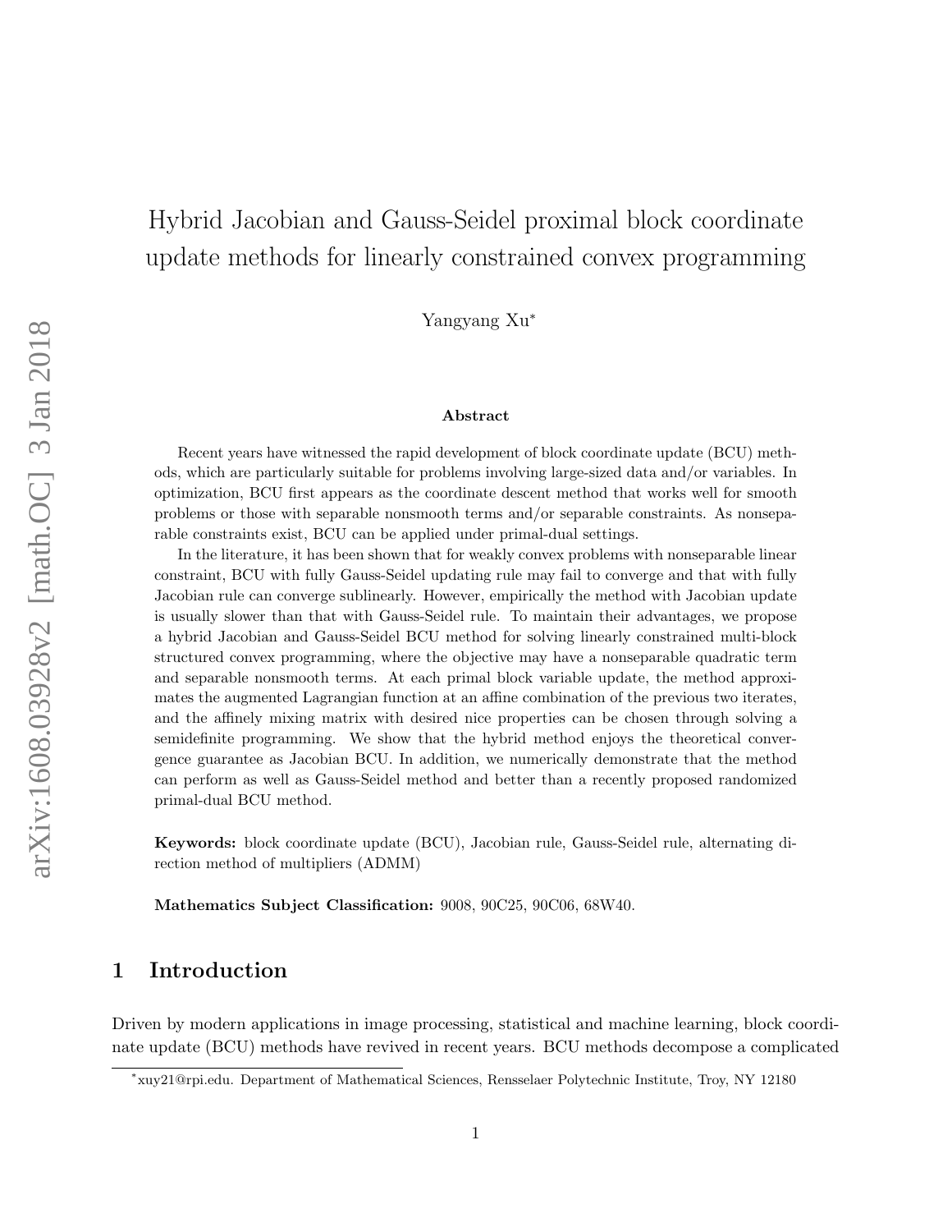# Hybrid Jacobian and Gauss-Seidel proximal block coordinate update methods for linearly constrained convex programming

Yangyang Xu*

### Abstract

Recent years have witnessed the rapid development of block coordinate update (BCU) methods, which are particularly suitable for problems involving large-sized data and/or variables. In optimization, BCU first appears as the coordinate descent method that works well for smooth problems or those with separable nonsmooth terms and/or separable constraints. As nonseparable constraints exist, BCU can be applied under primal-dual settings.

In the literature, it has been shown that for weakly convex problems with nonseparable linear constraint, BCU with fully Gauss-Seidel updating rule may fail to converge and that with fully Jacobian rule can converge sublinearly. However, empirically the method with Jacobian update is usually slower than that with Gauss-Seidel rule. To maintain their advantages, we propose a hybrid Jacobian and Gauss-Seidel BCU method for solving linearly constrained multi-block structured convex programming, where the objective may have a nonseparable quadratic term and separable nonsmooth terms. At each primal block variable update, the method approximates the augmented Lagrangian function at an affine combination of the previous two iterates, and the affinely mixing matrix with desired nice properties can be chosen through solving a semidefinite programming. We show that the hybrid method enjoys the theoretical convergence guarantee as Jacobian BCU. In addition, we numerically demonstrate that the method can perform as well as Gauss-Seidel method and better than a recently proposed randomized primal-dual BCU method.

**Keywords:** block coordinate update (BCU), Jacobian rule, Gauss-Seidel rule, alternating direction method of multipliers (ADMM)

**Mathematics Subject Classification:** 9008, 90C25, 90C06, 68W40.

## 1 Introduction

Driven by modern applications in image processing, statistical and machine learning, block coordinate update (BCU) methods have revived in recent years. BCU methods decompose a complicated

*xuy21@rpi.edu. Department of Mathematical Sciences, Rensselaer Polytechnic Institute, Troy, NY 12180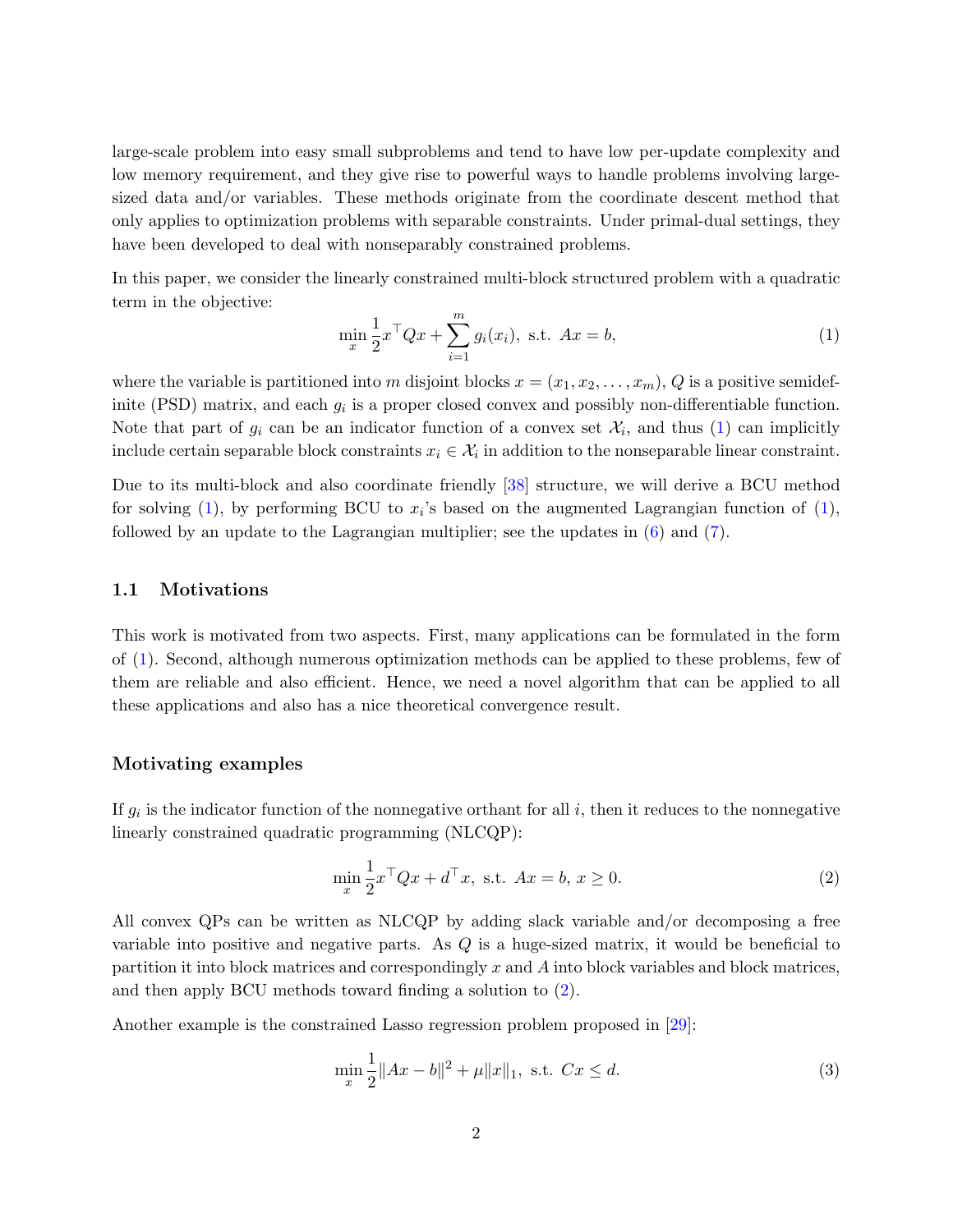large-scale problem into easy small subproblems and tend to have low per-update complexity and low memory requirement, and they give rise to powerful ways to handle problems involving large-sized data and/or variables. These methods originate from the coordinate descent method that only applies to optimization problems with separable constraints. Under primal-dual settings, they have been developed to deal with nonseparably constrained problems.

In this paper, we consider the linearly constrained multi-block structured problem with a quadratic term in the objective:

$$\min_x \frac{1}{2} x^\top Q x + \sum_{i=1}^m g_i(x_i), \text{ s.t. } Ax = b, \tag{1}$$

where the variable is partitioned into $m$ disjoint blocks $x = (x_1, x_2, \ldots, x_m)$, $Q$ is a positive semidefinite (PSD) matrix, and each $g_i$ is a proper closed convex and possibly non-differentiable function. Note that part of $g_i$ can be an indicator function of a convex set $\mathcal{X}_i$, and thus (1) can implicitly include certain separable block constraints $x_i \in \mathcal{X}_i$ in addition to the nonseparable linear constraint.

Due to its multi-block and also coordinate friendly [38] structure, we will derive a BCU method for solving (1), by performing BCU to $x_i$'s based on the augmented Lagrangian function of (1), followed by an update to the Lagrangian multiplier; see the updates in (6) and (7).

### 1.1 Motivations

This work is motivated from two aspects. First, many applications can be formulated in the form of (1). Second, although numerous optimization methods can be applied to these problems, few of them are reliable and also efficient. Hence, we need a novel algorithm that can be applied to all these applications and also has a nice theoretical convergence result.

#### Motivating examples

If $g_i$ is the indicator function of the nonnegative orthant for all $i$, then it reduces to the nonnegative linearly constrained quadratic programming (NLCQP):

$$\min_x \frac{1}{2} x^\top Q x + d^\top x, \text{ s.t. } Ax = b, \; x \geq 0. \tag{2}$$

All convex QPs can be written as NLCQP by adding slack variable and/or decomposing a free variable into positive and negative parts. As $Q$ is a huge-sized matrix, it would be beneficial to partition it into block matrices and correspondingly $x$ and $A$ into block variables and block matrices, and then apply BCU methods toward finding a solution to (2).

Another example is the constrained Lasso regression problem proposed in [29]:

$$\min_x \frac{1}{2} \|Ax - b\|^2 + \mu \|x\|_1, \text{ s.t. } Cx \leq d. \tag{3}$$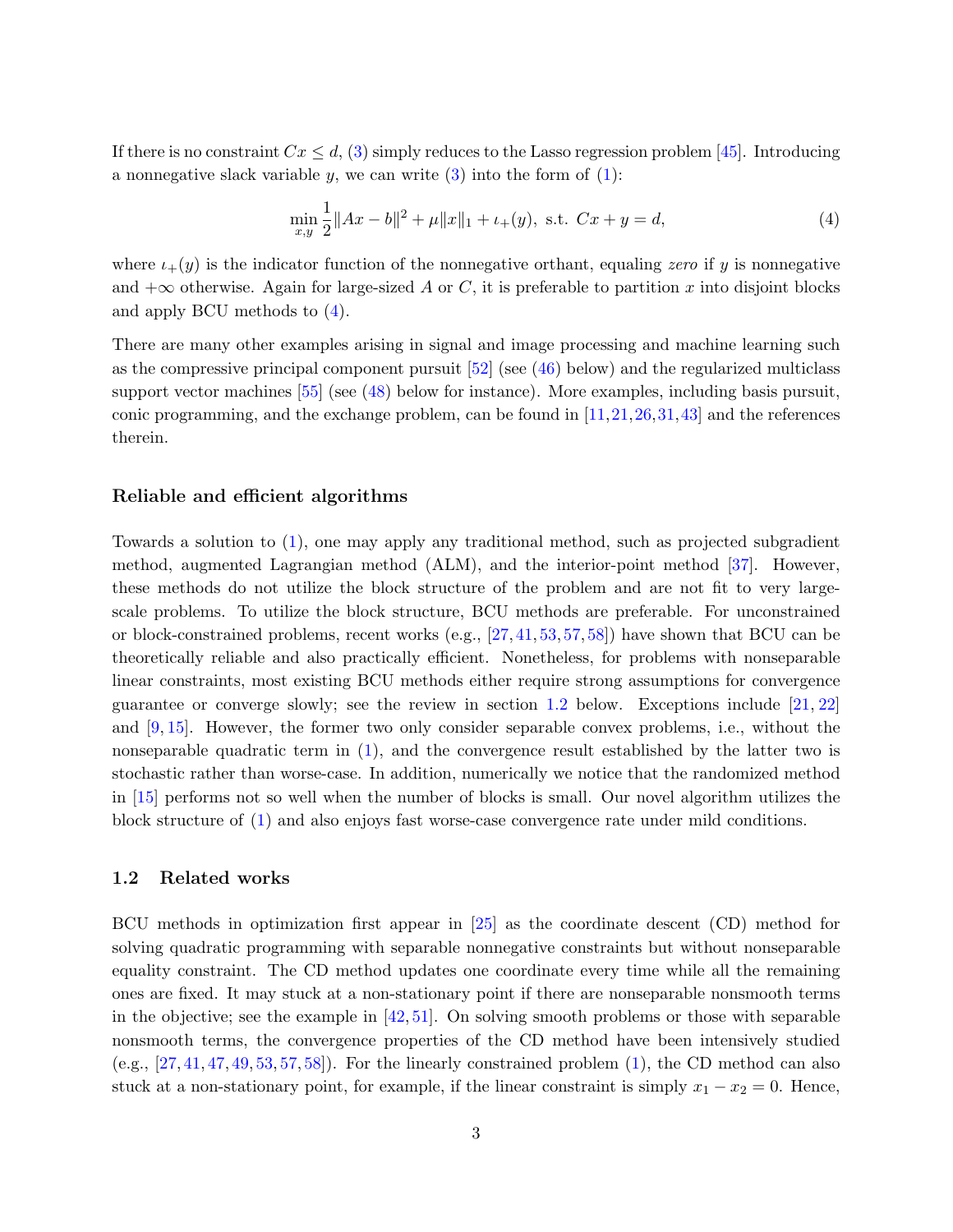If there is no constraint $Cx \le d$, (3) simply reduces to the Lasso regression problem [45]. Introducing a nonnegative slack variable $y$, we can write (3) into the form of (1):

$$\min_{x,y} \frac{1}{2}\|Ax - b\|^2 + \mu\|x\|_1 + \iota_+(y), \text{ s.t. } Cx + y = d, \tag{4}$$

where $\iota_+(y)$ is the indicator function of the nonnegative orthant, equaling *zero* if $y$ is nonnegative and $+\infty$ otherwise. Again for large-sized $A$ or $C$, it is preferable to partition $x$ into disjoint blocks and apply BCU methods to (4).

There are many other examples arising in signal and image processing and machine learning such as the compressive principal component pursuit [52] (see (46) below) and the regularized multiclass support vector machines [55] (see (48) below for instance). More examples, including basis pursuit, conic programming, and the exchange problem, can be found in [11,21,26,31,43] and the references therein.

### Reliable and efficient algorithms

Towards a solution to (1), one may apply any traditional method, such as projected subgradient method, augmented Lagrangian method (ALM), and the interior-point method [37]. However, these methods do not utilize the block structure of the problem and are not fit to very large-scale problems. To utilize the block structure, BCU methods are preferable. For unconstrained or block-constrained problems, recent works (e.g., [27,41,53,57,58]) have shown that BCU can be theoretically reliable and also practically efficient. Nonetheless, for problems with nonseparable linear constraints, most existing BCU methods either require strong assumptions for convergence guarantee or converge slowly; see the review in section 1.2 below. Exceptions include [21,22] and [9,15]. However, the former two only consider separable convex problems, i.e., without the nonseparable quadratic term in (1), and the convergence result established by the latter two is stochastic rather than worse-case. In addition, numerically we notice that the randomized method in [15] performs not so well when the number of blocks is small. Our novel algorithm utilizes the block structure of (1) and also enjoys fast worse-case convergence rate under mild conditions.

## 1.2 Related works

BCU methods in optimization first appear in [25] as the coordinate descent (CD) method for solving quadratic programming with separable nonnegative constraints but without nonseparable equality constraint. The CD method updates one coordinate every time while all the remaining ones are fixed. It may stuck at a non-stationary point if there are nonseparable nonsmooth terms in the objective; see the example in [42,51]. On solving smooth problems or those with separable nonsmooth terms, the convergence properties of the CD method have been intensively studied (e.g., [27,41,47,49,53,57,58]). For the linearly constrained problem (1), the CD method can also stuck at a non-stationary point, for example, if the linear constraint is simply $x_1 - x_2 = 0$. Hence,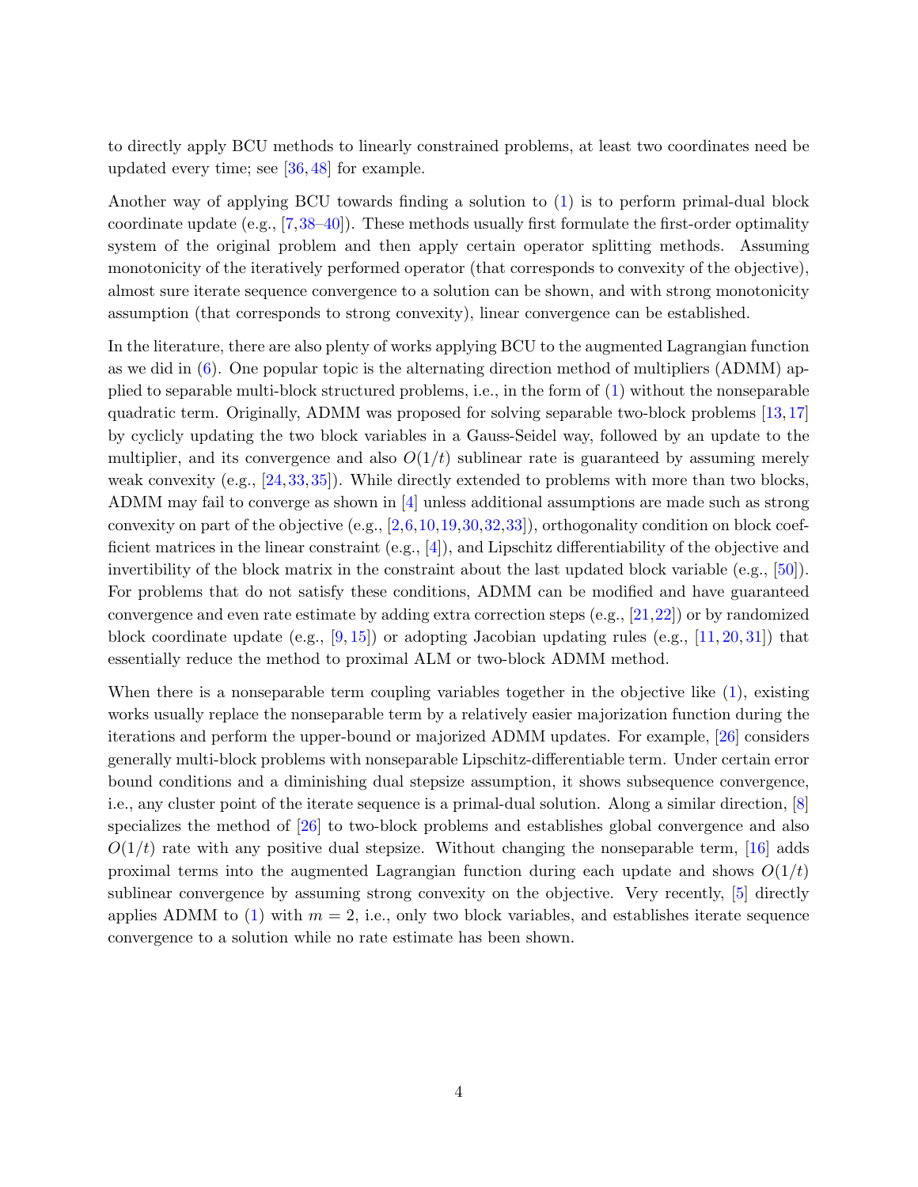to directly apply BCU methods to linearly constrained problems, at least two coordinates need be updated every time; see [36, 48] for example.

Another way of applying BCU towards finding a solution to (1) is to perform primal-dual block coordinate update (e.g., [7, 38–40]). These methods usually first formulate the first-order optimality system of the original problem and then apply certain operator splitting methods. Assuming monotonicity of the iteratively performed operator (that corresponds to convexity of the objective), almost sure iterate sequence convergence to a solution can be shown, and with strong monotonicity assumption (that corresponds to strong convexity), linear convergence can be established.

In the literature, there are also plenty of works applying BCU to the augmented Lagrangian function as we did in (6). One popular topic is the alternating direction method of multipliers (ADMM) applied to separable multi-block structured problems, i.e., in the form of (1) without the nonseparable quadratic term. Originally, ADMM was proposed for solving separable two-block problems [13, 17] by cyclicly updating the two block variables in a Gauss-Seidel way, followed by an update to the multiplier, and its convergence and also $O(1/t)$ sublinear rate is guaranteed by assuming merely weak convexity (e.g., [24, 33, 35]). While directly extended to problems with more than two blocks, ADMM may fail to converge as shown in [4] unless additional assumptions are made such as strong convexity on part of the objective (e.g., [2, 6, 10, 19, 30, 32, 33]), orthogonality condition on block coefficient matrices in the linear constraint (e.g., [4]), and Lipschitz differentiability of the objective and invertibility of the block matrix in the constraint about the last updated block variable (e.g., [50]). For problems that do not satisfy these conditions, ADMM can be modified and have guaranteed convergence and even rate estimate by adding extra correction steps (e.g., [21, 22]) or by randomized block coordinate update (e.g., [9, 15]) or adopting Jacobian updating rules (e.g., [11, 20, 31]) that essentially reduce the method to proximal ALM or two-block ADMM method.

When there is a nonseparable term coupling variables together in the objective like (1), existing works usually replace the nonseparable term by a relatively easier majorization function during the iterations and perform the upper-bound or majorized ADMM updates. For example, [26] considers generally multi-block problems with nonseparable Lipschitz-differentiable term. Under certain error bound conditions and a diminishing dual stepsize assumption, it shows subsequence convergence, i.e., any cluster point of the iterate sequence is a primal-dual solution. Along a similar direction, [8] specializes the method of [26] to two-block problems and establishes global convergence and also $O(1/t)$ rate with any positive dual stepsize. Without changing the nonseparable term, [16] adds proximal terms into the augmented Lagrangian function during each update and shows $O(1/t)$ sublinear convergence by assuming strong convexity on the objective. Very recently, [5] directly applies ADMM to (1) with $m = 2$, i.e., only two block variables, and establishes iterate sequence convergence to a solution while no rate estimate has been shown.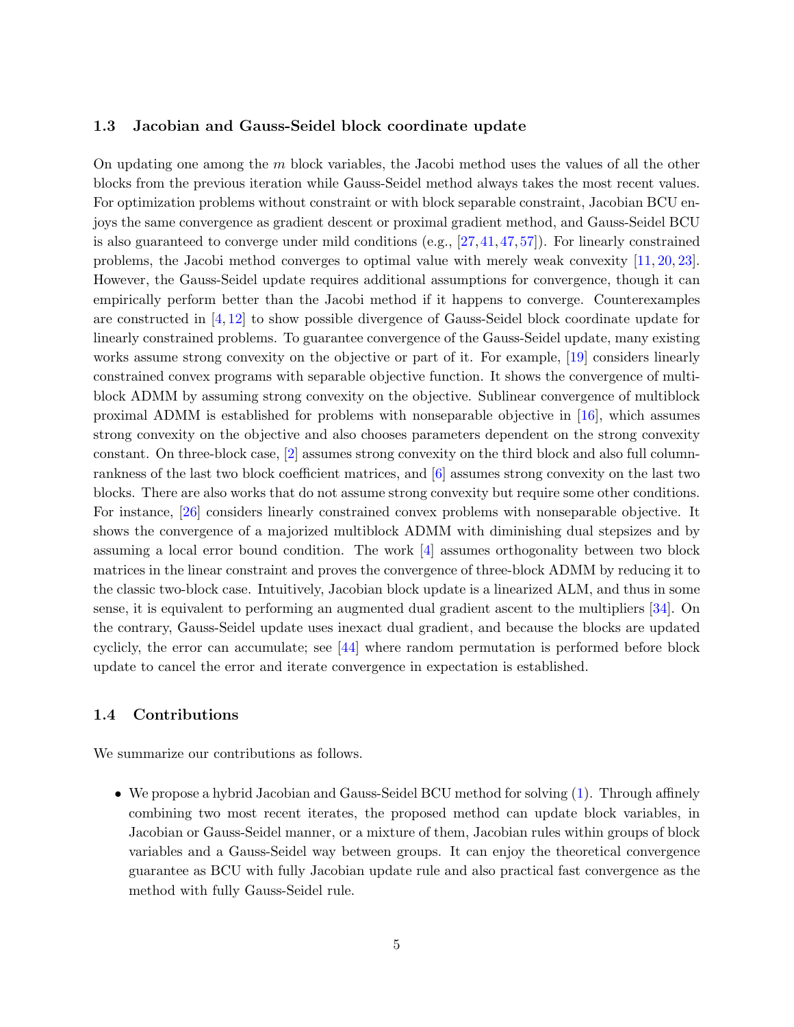### 1.3 Jacobian and Gauss-Seidel block coordinate update

On updating one among the $m$ block variables, the Jacobi method uses the values of all the other blocks from the previous iteration while Gauss-Seidel method always takes the most recent values. For optimization problems without constraint or with block separable constraint, Jacobian BCU enjoys the same convergence as gradient descent or proximal gradient method, and Gauss-Seidel BCU is also guaranteed to converge under mild conditions (e.g., [27, 41, 47, 57]). For linearly constrained problems, the Jacobi method converges to optimal value with merely weak convexity [11, 20, 23]. However, the Gauss-Seidel update requires additional assumptions for convergence, though it can empirically perform better than the Jacobi method if it happens to converge. Counterexamples are constructed in [4, 12] to show possible divergence of Gauss-Seidel block coordinate update for linearly constrained problems. To guarantee convergence of the Gauss-Seidel update, many existing works assume strong convexity on the objective or part of it. For example, [19] considers linearly constrained convex programs with separable objective function. It shows the convergence of multi-block ADMM by assuming strong convexity on the objective. Sublinear convergence of multiblock proximal ADMM is established for problems with nonseparable objective in [16], which assumes strong convexity on the objective and also chooses parameters dependent on the strong convexity constant. On three-block case, [2] assumes strong convexity on the third block and also full column-rankness of the last two block coefficient matrices, and [6] assumes strong convexity on the last two blocks. There are also works that do not assume strong convexity but require some other conditions. For instance, [26] considers linearly constrained convex problems with nonseparable objective. It shows the convergence of a majorized multiblock ADMM with diminishing dual stepsizes and by assuming a local error bound condition. The work [4] assumes orthogonality between two block matrices in the linear constraint and proves the convergence of three-block ADMM by reducing it to the classic two-block case. Intuitively, Jacobian block update is a linearized ALM, and thus in some sense, it is equivalent to performing an augmented dual gradient ascent to the multipliers [34]. On the contrary, Gauss-Seidel update uses inexact dual gradient, and because the blocks are updated cyclicly, the error can accumulate; see [44] where random permutation is performed before block update to cancel the error and iterate convergence in expectation is established.

### 1.4 Contributions

We summarize our contributions as follows.

- We propose a hybrid Jacobian and Gauss-Seidel BCU method for solving (1). Through affinely combining two most recent iterates, the proposed method can update block variables, in Jacobian or Gauss-Seidel manner, or a mixture of them, Jacobian rules within groups of block variables and a Gauss-Seidel way between groups. It can enjoy the theoretical convergence guarantee as BCU with fully Jacobian update rule and also practical fast convergence as the method with fully Gauss-Seidel rule.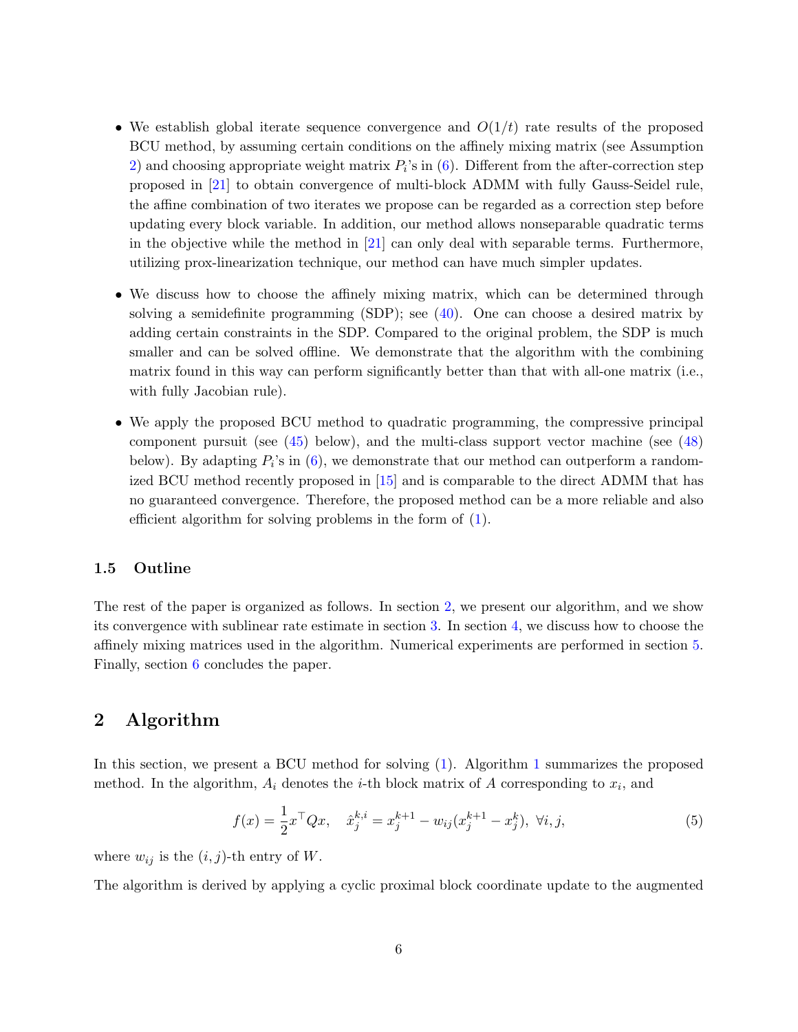- We establish global iterate sequence convergence and $O(1/t)$ rate results of the proposed BCU method, by assuming certain conditions on the affinely mixing matrix (see Assumption 2) and choosing appropriate weight matrix $P_i$'s in (6). Different from the after-correction step proposed in [21] to obtain convergence of multi-block ADMM with fully Gauss-Seidel rule, the affine combination of two iterates we propose can be regarded as a correction step before updating every block variable. In addition, our method allows nonseparable quadratic terms in the objective while the method in [21] can only deal with separable terms. Furthermore, utilizing prox-linearization technique, our method can have much simpler updates.

- We discuss how to choose the affinely mixing matrix, which can be determined through solving a semidefinite programming (SDP); see (40). One can choose a desired matrix by adding certain constraints in the SDP. Compared to the original problem, the SDP is much smaller and can be solved offline. We demonstrate that the algorithm with the combining matrix found in this way can perform significantly better than that with all-one matrix (i.e., with fully Jacobian rule).

- We apply the proposed BCU method to quadratic programming, the compressive principal component pursuit (see (45) below), and the multi-class support vector machine (see (48) below). By adapting $P_i$'s in (6), we demonstrate that our method can outperform a randomized BCU method recently proposed in [15] and is comparable to the direct ADMM that has no guaranteed convergence. Therefore, the proposed method can be a more reliable and also efficient algorithm for solving problems in the form of (1).

### 1.5 Outline

The rest of the paper is organized as follows. In section 2, we present our algorithm, and we show its convergence with sublinear rate estimate in section 3. In section 4, we discuss how to choose the affinely mixing matrices used in the algorithm. Numerical experiments are performed in section 5. Finally, section 6 concludes the paper.

## 2 Algorithm

In this section, we present a BCU method for solving (1). Algorithm 1 summarizes the proposed method. In the algorithm, $A_i$ denotes the $i$-th block matrix of $A$ corresponding to $x_i$, and

$$f(x) = \frac{1}{2}x^\top Qx, \quad \hat{x}_j^{k,i} = x_j^{k+1} - w_{ij}(x_j^{k+1} - x_j^k), \ \forall i, j, \tag{5}$$

where $w_{ij}$ is the $(i,j)$-th entry of $W$.

The algorithm is derived by applying a cyclic proximal block coordinate update to the augmented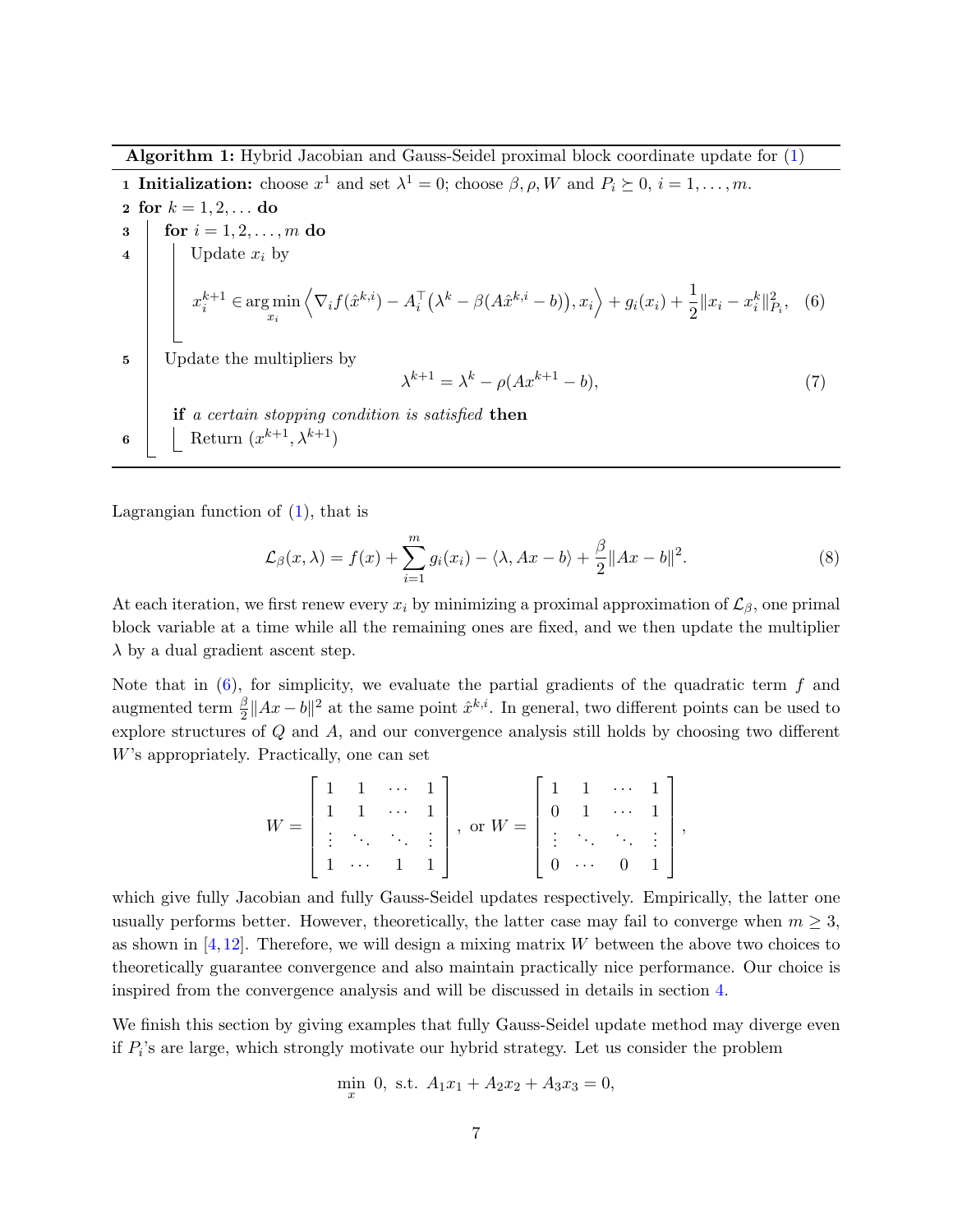**Algorithm 1:** Hybrid Jacobian and Gauss-Seidel proximal block coordinate update for (1)

```
1  Initialization: choose x^1 and set λ^1 = 0; choose β, ρ, W and P_i ⪰ 0, i = 1, ..., m.
2  for k = 1, 2, ... do
3      for i = 1, 2, ..., m do
4          Update x_i by (6)
5      Update the multipliers by (7)
       if a certain stopping condition is satisfied then
6          Return (x^{k+1}, λ^{k+1})
```

Update $x_i$ by

$$x_i^{k+1} \in \arg\min_{x_i} \left\langle \nabla_i f(\hat{x}^{k,i}) - A_i^\top\big(\lambda^k - \beta(A\hat{x}^{k,i} - b)\big), x_i \right\rangle + g_i(x_i) + \frac{1}{2}\|x_i - x_i^k\|_{P_i}^2, \quad (6)$$

Update the multipliers by

$$\lambda^{k+1} = \lambda^k - \rho(Ax^{k+1} - b), \quad (7)$$

Lagrangian function of (1), that is

$$\mathcal{L}_\beta(x, \lambda) = f(x) + \sum_{i=1}^m g_i(x_i) - \langle \lambda, Ax - b\rangle + \frac{\beta}{2}\|Ax - b\|^2. \quad (8)$$

At each iteration, we first renew every $x_i$ by minimizing a proximal approximation of $\mathcal{L}_\beta$, one primal block variable at a time while all the remaining ones are fixed, and we then update the multiplier $\lambda$ by a dual gradient ascent step.

Note that in (6), for simplicity, we evaluate the partial gradients of the quadratic term $f$ and augmented term $\frac{\beta}{2}\|Ax - b\|^2$ at the same point $\hat{x}^{k,i}$. In general, two different points can be used to explore structures of $Q$ and $A$, and our convergence analysis still holds by choosing two different $W$'s appropriately. Practically, one can set

$$W = \begin{bmatrix} 1 & 1 & \cdots & 1 \\ 1 & 1 & \cdots & 1 \\ \vdots & \ddots & \ddots & \vdots \\ 1 & \cdots & 1 & 1 \end{bmatrix}, \text{ or } W = \begin{bmatrix} 1 & 1 & \cdots & 1 \\ 0 & 1 & \cdots & 1 \\ \vdots & \ddots & \ddots & \vdots \\ 0 & \cdots & 0 & 1 \end{bmatrix},$$

which give fully Jacobian and fully Gauss-Seidel updates respectively. Empirically, the latter one usually performs better. However, theoretically, the latter case may fail to converge when $m \geq 3$, as shown in [4, 12]. Therefore, we will design a mixing matrix $W$ between the above two choices to theoretically guarantee convergence and also maintain practically nice performance. Our choice is inspired from the convergence analysis and will be discussed in details in section 4.

We finish this section by giving examples that fully Gauss-Seidel update method may diverge even if $P_i$'s are large, which strongly motivate our hybrid strategy. Let us consider the problem

$$\min_x \ 0, \text{ s.t. } A_1x_1 + A_2x_2 + A_3x_3 = 0,$$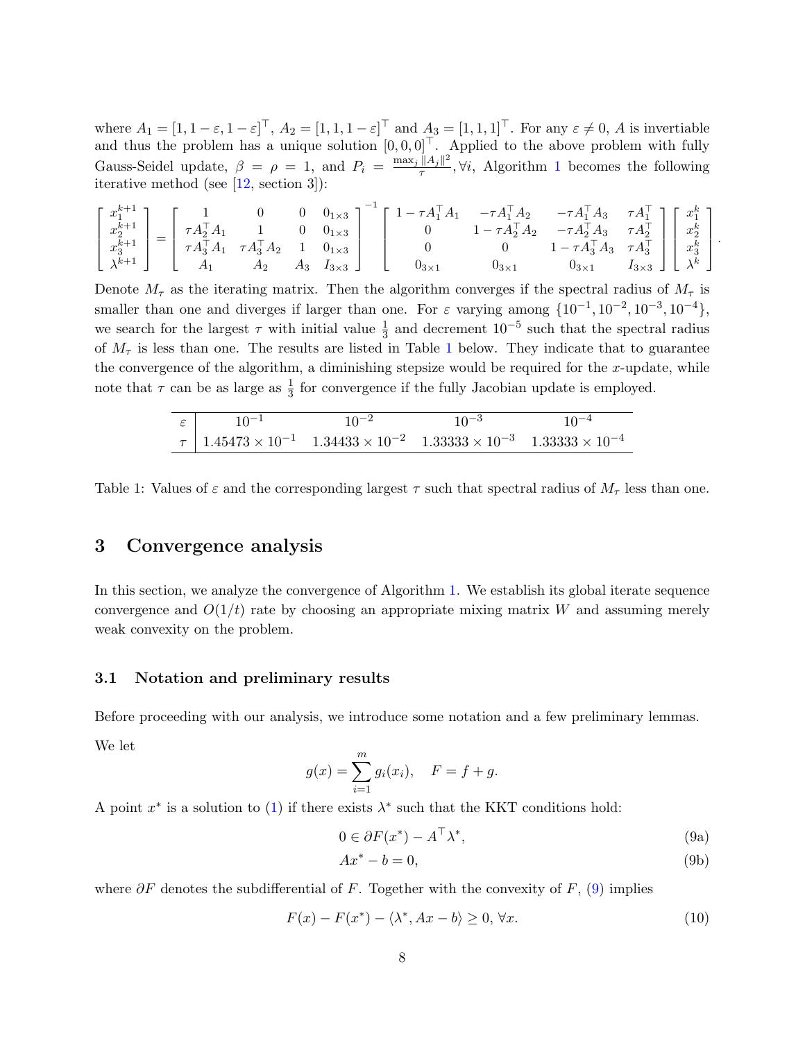where $A_1 = [1, 1-\varepsilon, 1-\varepsilon]^\top$, $A_2 = [1, 1, 1-\varepsilon]^\top$ and $A_3 = [1, 1, 1]^\top$. For any $\varepsilon \neq 0$, $A$ is invertible and thus the problem has a unique solution $[0, 0, 0]^\top$. Applied to the above problem with fully Gauss-Seidel update, $\beta = \rho = 1$, and $P_i = \frac{\max_j \|A_j\|^2}{\tau}, \forall i$, Algorithm 1 becomes the following iterative method (see [12, section 3]):

$$
\begin{bmatrix} x_1^{k+1} \\ x_2^{k+1} \\ x_3^{k+1} \\ \lambda^{k+1} \end{bmatrix} = \begin{bmatrix} 1 & 0 & 0 & 0_{1\times 3} \\ \tau A_2^\top A_1 & 1 & 0 & 0_{1\times 3} \\ \tau A_3^\top A_1 & \tau A_3^\top A_2 & 1 & 0_{1\times 3} \\ A_1 & A_2 & A_3 & I_{3\times 3} \end{bmatrix}^{-1} \begin{bmatrix} 1 - \tau A_1^\top A_1 & -\tau A_1^\top A_2 & -\tau A_1^\top A_3 & \tau A_1^\top \\ 0 & 1 - \tau A_2^\top A_2 & -\tau A_2^\top A_3 & \tau A_2^\top \\ 0 & 0 & 1 - \tau A_3^\top A_3 & \tau A_3^\top \\ 0_{3\times 1} & 0_{3\times 1} & 0_{3\times 1} & I_{3\times 3} \end{bmatrix} \begin{bmatrix} x_1^k \\ x_2^k \\ x_3^k \\ \lambda^k \end{bmatrix}.
$$

Denote $M_\tau$ as the iterating matrix. Then the algorithm converges if the spectral radius of $M_\tau$ is smaller than one and diverges if larger than one. For $\varepsilon$ varying among $\{10^{-1}, 10^{-2}, 10^{-3}, 10^{-4}\}$, we search for the largest $\tau$ with initial value $\frac{1}{3}$ and decrement $10^{-5}$ such that the spectral radius of $M_\tau$ is less than one. The results are listed in Table 1 below. They indicate that to guarantee the convergence of the algorithm, a diminishing stepsize would be required for the $x$-update, while note that $\tau$ can be as large as $\frac{1}{3}$ for convergence if the fully Jacobian update is employed.

| $\varepsilon$ | $10^{-1}$ | $10^{-2}$ | $10^{-3}$ | $10^{-4}$ |
|---|---|---|---|---|
| $\tau$ | $1.45473 \times 10^{-1}$ | $1.34433 \times 10^{-2}$ | $1.33333 \times 10^{-3}$ | $1.33333 \times 10^{-4}$ |

Table 1: Values of $\varepsilon$ and the corresponding largest $\tau$ such that spectral radius of $M_\tau$ less than one.

## 3 Convergence analysis

In this section, we analyze the convergence of Algorithm 1. We establish its global iterate sequence convergence and $O(1/t)$ rate by choosing an appropriate mixing matrix $W$ and assuming merely weak convexity on the problem.

### 3.1 Notation and preliminary results

Before proceeding with our analysis, we introduce some notation and a few preliminary lemmas.

We let

$$
g(x) = \sum_{i=1}^m g_i(x_i), \quad F = f + g.
$$

A point $x^*$ is a solution to (1) if there exists $\lambda^*$ such that the KKT conditions hold:

$$
0 \in \partial F(x^*) - A^\top \lambda^*, \tag{9a}
$$

$$
Ax^* - b = 0, \tag{9b}
$$

where $\partial F$ denotes the subdifferential of $F$. Together with the convexity of $F$, (9) implies

$$
F(x) - F(x^*) - \langle \lambda^*, Ax - b \rangle \geq 0, \ \forall x. \tag{10}
$$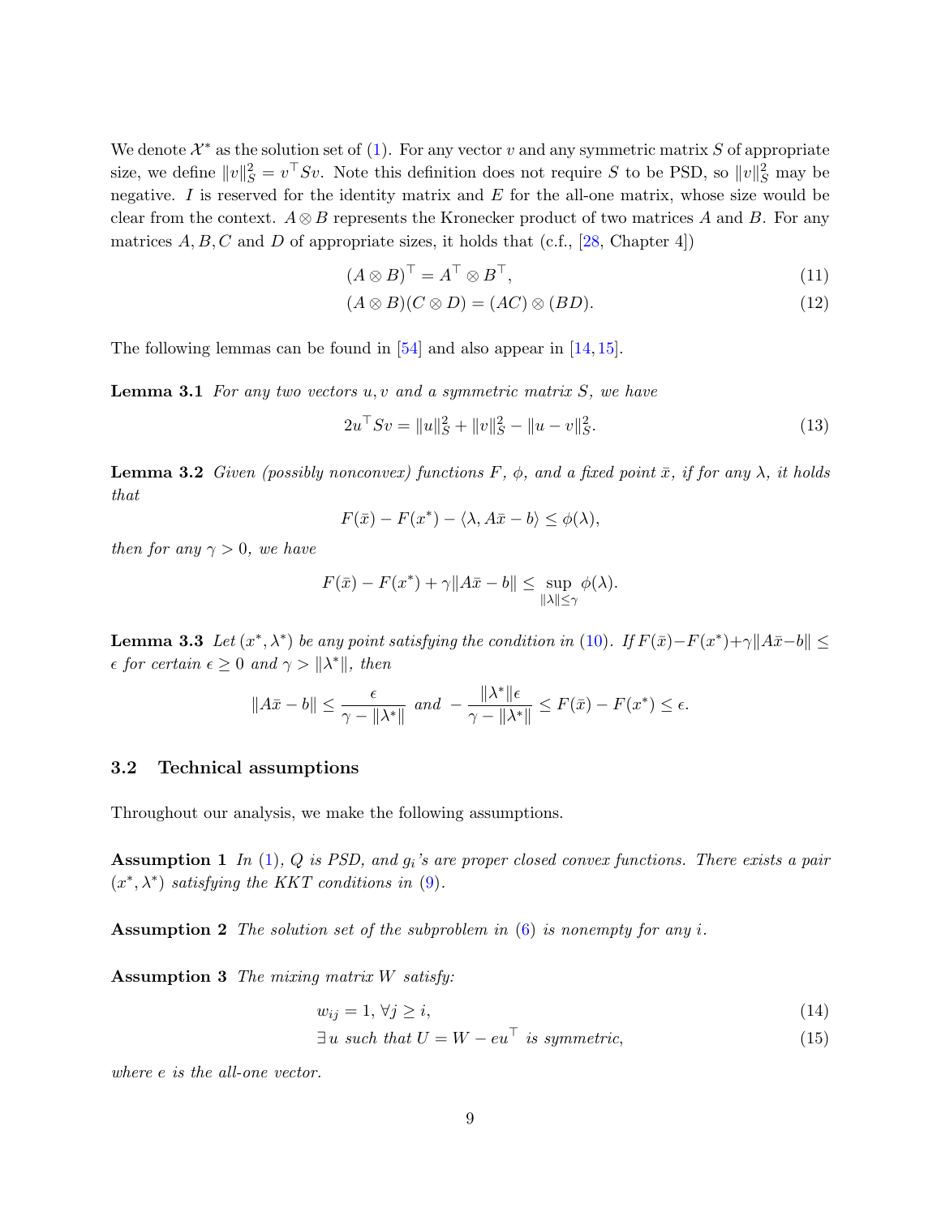We denote $\mathcal{X}^*$ as the solution set of (1). For any vector $v$ and any symmetric matrix $S$ of appropriate size, we define $\|v\|_S^2 = v^\top S v$. Note this definition does not require $S$ to be PSD, so $\|v\|_S^2$ may be negative. $I$ is reserved for the identity matrix and $E$ for the all-one matrix, whose size would be clear from the context. $A \otimes B$ represents the Kronecker product of two matrices $A$ and $B$. For any matrices $A, B, C$ and $D$ of appropriate sizes, it holds that (c.f., [28, Chapter 4])

$$(A \otimes B)^\top = A^\top \otimes B^\top, \tag{11}$$

$$(A \otimes B)(C \otimes D) = (AC) \otimes (BD). \tag{12}$$

The following lemmas can be found in [54] and also appear in [14, 15].

**Lemma 3.1** *For any two vectors $u, v$ and a symmetric matrix $S$, we have*

$$2u^\top S v = \|u\|_S^2 + \|v\|_S^2 - \|u - v\|_S^2. \tag{13}$$

**Lemma 3.2** *Given (possibly nonconvex) functions $F$, $\phi$, and a fixed point $\bar{x}$, if for any $\lambda$, it holds that*

$$F(\bar{x}) - F(x^*) - \langle \lambda, A\bar{x} - b \rangle \le \phi(\lambda),$$

*then for any $\gamma > 0$, we have*

$$F(\bar{x}) - F(x^*) + \gamma \|A\bar{x} - b\| \le \sup_{\|\lambda\| \le \gamma} \phi(\lambda).$$

**Lemma 3.3** *Let $(x^*, \lambda^*)$ be any point satisfying the condition in (10). If $F(\bar{x}) - F(x^*) + \gamma\|A\bar{x} - b\| \le \epsilon$ for certain $\epsilon \ge 0$ and $\gamma > \|\lambda^*\|$, then*

$$\|A\bar{x} - b\| \le \frac{\epsilon}{\gamma - \|\lambda^*\|} \text{ and } -\frac{\|\lambda^*\|\epsilon}{\gamma - \|\lambda^*\|} \le F(\bar{x}) - F(x^*) \le \epsilon.$$

### 3.2 Technical assumptions

Throughout our analysis, we make the following assumptions.

**Assumption 1** *In (1), $Q$ is PSD, and $g_i$'s are proper closed convex functions. There exists a pair $(x^*, \lambda^*)$ satisfying the KKT conditions in (9).*

**Assumption 2** *The solution set of the subproblem in (6) is nonempty for any $i$.*

**Assumption 3** *The mixing matrix $W$ satisfy:*

$$w_{ij} = 1, \, \forall j \ge i, \tag{14}$$

$$\exists \, u \text{ such that } U = W - eu^\top \text{ is symmetric}, \tag{15}$$

*where $e$ is the all-one vector.*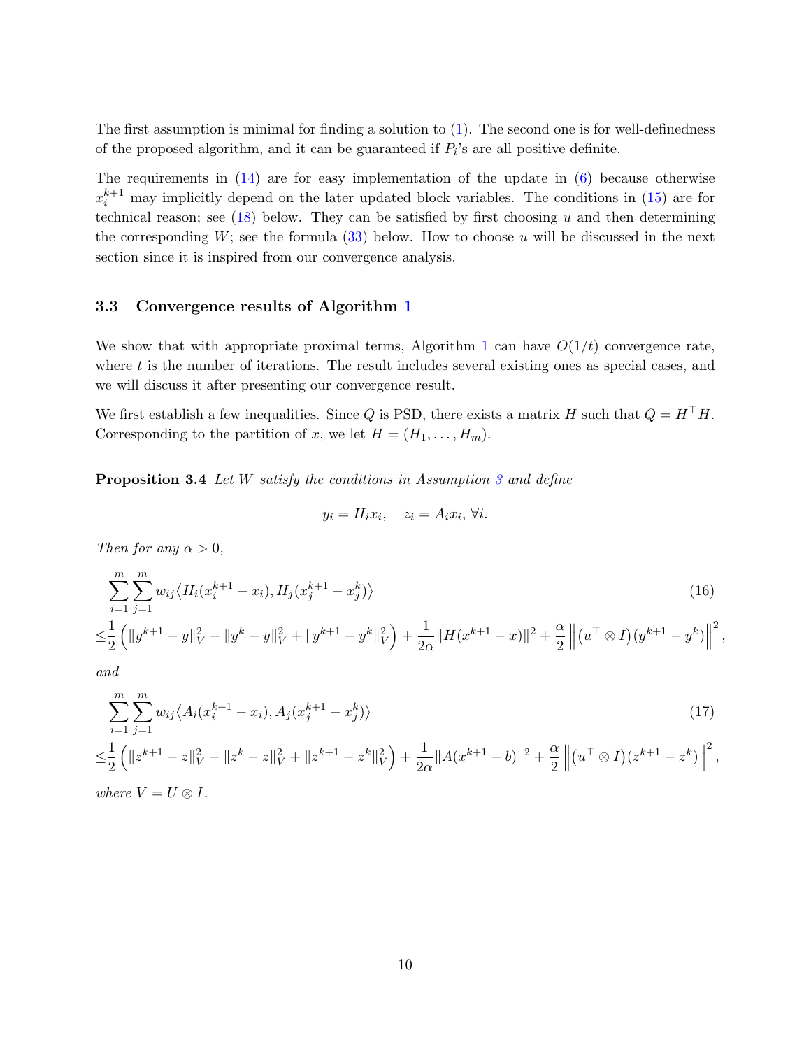The first assumption is minimal for finding a solution to (1). The second one is for well-definedness of the proposed algorithm, and it can be guaranteed if $P_i$'s are all positive definite.

The requirements in (14) are for easy implementation of the update in (6) because otherwise $x_i^{k+1}$ may implicitly depend on the later updated block variables. The conditions in (15) are for technical reason; see (18) below. They can be satisfied by first choosing $u$ and then determining the corresponding $W$; see the formula (33) below. How to choose $u$ will be discussed in the next section since it is inspired from our convergence analysis.

### 3.3 Convergence results of Algorithm 1

We show that with appropriate proximal terms, Algorithm 1 can have $O(1/t)$ convergence rate, where $t$ is the number of iterations. The result includes several existing ones as special cases, and we will discuss it after presenting our convergence result.

We first establish a few inequalities. Since $Q$ is PSD, there exists a matrix $H$ such that $Q = H^\top H$. Corresponding to the partition of $x$, we let $H = (H_1, \ldots, H_m)$.

**Proposition 3.4** *Let $W$ satisfy the conditions in Assumption 3 and define*

$$y_i = H_i x_i, \quad z_i = A_i x_i, \ \forall i.$$

*Then for any $\alpha > 0$,*

$$\begin{aligned}
&\sum_{i=1}^m \sum_{j=1}^m w_{ij} \big\langle H_i(x_i^{k+1} - x_i), H_j(x_j^{k+1} - x_j^k) \big\rangle \qquad (16) \\
\leq &\frac{1}{2}\left(\|y^{k+1} - y\|_V^2 - \|y^k - y\|_V^2 + \|y^{k+1} - y^k\|_V^2\right) + \frac{1}{2\alpha}\|H(x^{k+1} - x)\|^2 + \frac{\alpha}{2}\left\|\big(u^\top \otimes I\big)(y^{k+1} - y^k)\right\|^2,
\end{aligned}$$

*and*

$$\begin{aligned}
&\sum_{i=1}^m \sum_{j=1}^m w_{ij} \big\langle A_i(x_i^{k+1} - x_i), A_j(x_j^{k+1} - x_j^k) \big\rangle \qquad (17) \\
\leq &\frac{1}{2}\left(\|z^{k+1} - z\|_V^2 - \|z^k - z\|_V^2 + \|z^{k+1} - z^k\|_V^2\right) + \frac{1}{2\alpha}\|A(x^{k+1} - b)\|^2 + \frac{\alpha}{2}\left\|\big(u^\top \otimes I\big)(z^{k+1} - z^k)\right\|^2,
\end{aligned}$$

*where $V = U \otimes I$.*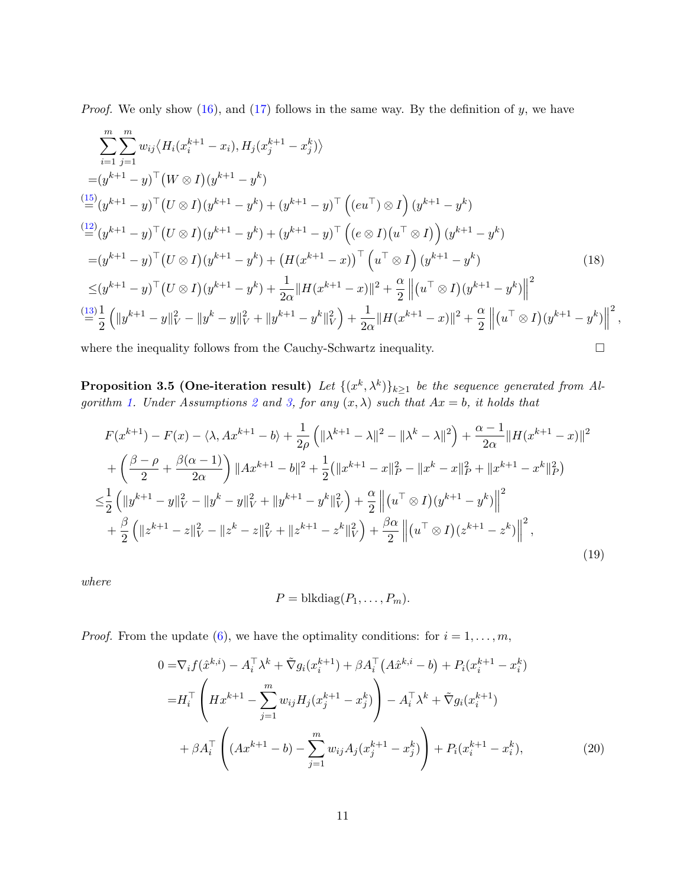*Proof.* We only show (16), and (17) follows in the same way. By the definition of $y$, we have

$$
\begin{aligned}
&\sum_{i=1}^{m}\sum_{j=1}^{m} w_{ij}\big\langle H_i(x_i^{k+1}-x_i), H_j(x_j^{k+1}-x_j^k)\big\rangle \\
=&(y^{k+1}-y)^\top\big(W\otimes I\big)(y^{k+1}-y^k) \\
\overset{(15)}{=}&(y^{k+1}-y)^\top\big(U\otimes I\big)(y^{k+1}-y^k) + (y^{k+1}-y)^\top\left((eu^\top)\otimes I\right)(y^{k+1}-y^k) \\
\overset{(12)}{=}&(y^{k+1}-y)^\top\big(U\otimes I\big)(y^{k+1}-y^k) + (y^{k+1}-y)^\top\left((e\otimes I)\big(u^\top\otimes I\big)\right)(y^{k+1}-y^k) \\
=&(y^{k+1}-y)^\top\big(U\otimes I\big)(y^{k+1}-y^k) + \big(H(x^{k+1}-x)\big)^\top\left(u^\top\otimes I\right)(y^{k+1}-y^k) \qquad (18)\\
\le&(y^{k+1}-y)^\top\big(U\otimes I\big)(y^{k+1}-y^k) + \frac{1}{2\alpha}\|H(x^{k+1}-x)\|^2 + \frac{\alpha}{2}\left\|\big(u^\top\otimes I\big)(y^{k+1}-y^k)\right\|^2 \\
\overset{(13)}{=}&\frac{1}{2}\left(\|y^{k+1}-y\|_V^2 - \|y^k-y\|_V^2 + \|y^{k+1}-y^k\|_V^2\right) + \frac{1}{2\alpha}\|H(x^{k+1}-x)\|^2 + \frac{\alpha}{2}\left\|\big(u^\top\otimes I\big)(y^{k+1}-y^k)\right\|^2,
\end{aligned}
$$

where the inequality follows from the Cauchy-Schwartz inequality. $\square$

**Proposition 3.5 (One-iteration result)** *Let $\{(x^k,\lambda^k)\}_{k\ge1}$ be the sequence generated from Algorithm 1. Under Assumptions 2 and 3, for any $(x,\lambda)$ such that $Ax=b$, it holds that*

$$
\begin{aligned}
&F(x^{k+1}) - F(x) - \langle\lambda, Ax^{k+1}-b\rangle + \frac{1}{2\rho}\left(\|\lambda^{k+1}-\lambda\|^2 - \|\lambda^k-\lambda\|^2\right) + \frac{\alpha-1}{2\alpha}\|H(x^{k+1}-x)\|^2 \\
&+\left(\frac{\beta-\rho}{2}+\frac{\beta(\alpha-1)}{2\alpha}\right)\|Ax^{k+1}-b\|^2 + \frac{1}{2}\big(\|x^{k+1}-x\|_P^2 - \|x^k-x\|_P^2 + \|x^{k+1}-x^k\|_P^2\big) \\
\le&\frac{1}{2}\left(\|y^{k+1}-y\|_V^2 - \|y^k-y\|_V^2 + \|y^{k+1}-y^k\|_V^2\right) + \frac{\alpha}{2}\left\|\big(u^\top\otimes I\big)(y^{k+1}-y^k)\right\|^2 \\
&+\frac{\beta}{2}\left(\|z^{k+1}-z\|_V^2 - \|z^k-z\|_V^2 + \|z^{k+1}-z^k\|_V^2\right) + \frac{\beta\alpha}{2}\left\|\big(u^\top\otimes I\big)(z^{k+1}-z^k)\right\|^2,
\end{aligned} \qquad (19)
$$

*where*

$$
P = \mathrm{blkdiag}(P_1,\ldots,P_m).
$$

*Proof.* From the update (6), we have the optimality conditions: for $i=1,\ldots,m$,

$$
\begin{aligned}
0 =&\nabla_i f(\hat{x}^{k,i}) - A_i^\top\lambda^k + \tilde{\nabla} g_i(x_i^{k+1}) + \beta A_i^\top\big(A\hat{x}^{k,i}-b\big) + P_i(x_i^{k+1}-x_i^k) \\
=&H_i^\top\left(Hx^{k+1} - \sum_{j=1}^m w_{ij}H_j(x_j^{k+1}-x_j^k)\right) - A_i^\top\lambda^k + \tilde{\nabla} g_i(x_i^{k+1}) \\
&+\beta A_i^\top\left((Ax^{k+1}-b) - \sum_{j=1}^m w_{ij}A_j(x_j^{k+1}-x_j^k)\right) + P_i(x_i^{k+1}-x_i^k),
\end{aligned} \qquad (20)
$$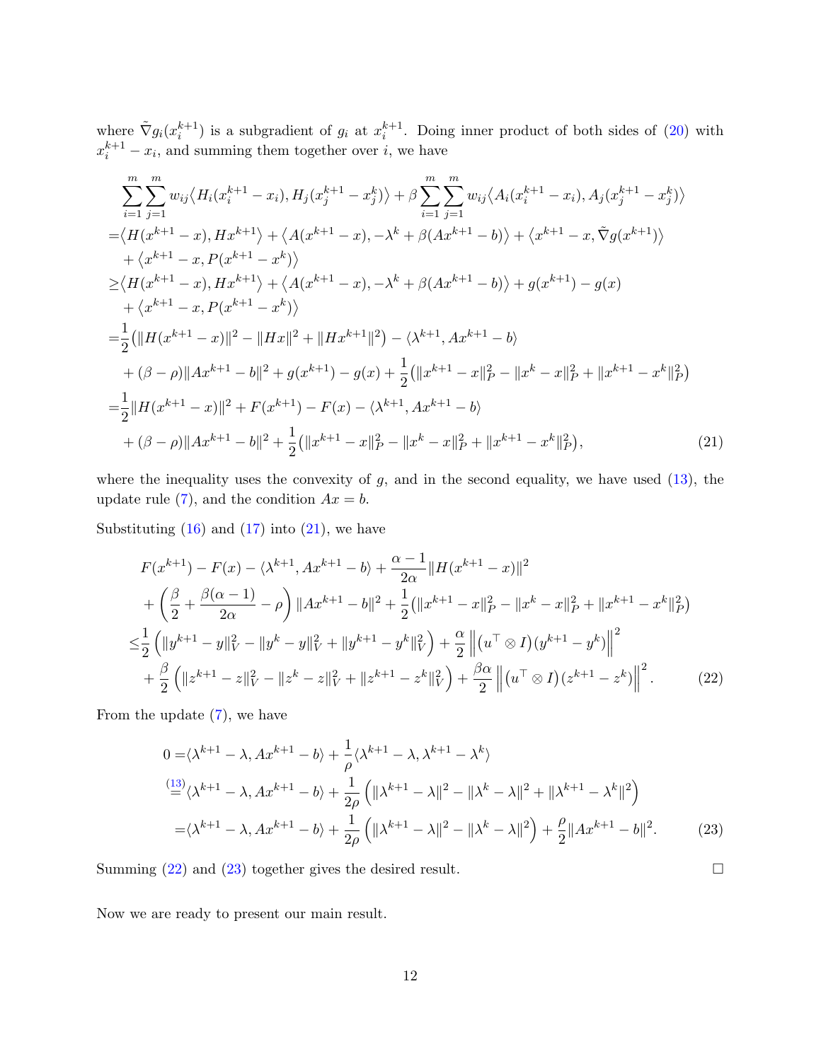where $\tilde{\nabla} g_i(x_i^{k+1})$ is a subgradient of $g_i$ at $x_i^{k+1}$. Doing inner product of both sides of (20) with $x_i^{k+1} - x_i$, and summing them together over $i$, we have

$$
\begin{aligned}
&\sum_{i=1}^{m}\sum_{j=1}^{m} w_{ij}\big\langle H_i(x_i^{k+1}-x_i), H_j(x_j^{k+1}-x_j^k)\big\rangle + \beta \sum_{i=1}^{m}\sum_{j=1}^{m} w_{ij}\big\langle A_i(x_i^{k+1}-x_i), A_j(x_j^{k+1}-x_j^k)\big\rangle \\
=&\big\langle H(x^{k+1}-x), Hx^{k+1}\big\rangle + \big\langle A(x^{k+1}-x), -\lambda^k + \beta(Ax^{k+1}-b)\big\rangle + \big\langle x^{k+1}-x, \tilde{\nabla} g(x^{k+1})\big\rangle \\
&+ \big\langle x^{k+1}-x, P(x^{k+1}-x^k)\big\rangle \\
\geq&\big\langle H(x^{k+1}-x), Hx^{k+1}\big\rangle + \big\langle A(x^{k+1}-x), -\lambda^k + \beta(Ax^{k+1}-b)\big\rangle + g(x^{k+1}) - g(x) \\
&+ \big\langle x^{k+1}-x, P(x^{k+1}-x^k)\big\rangle \\
=&\frac{1}{2}\big(\|H(x^{k+1}-x)\|^2 - \|Hx\|^2 + \|Hx^{k+1}\|^2\big) - \langle \lambda^{k+1}, Ax^{k+1}-b\rangle \\
&+ (\beta-\rho)\|Ax^{k+1}-b\|^2 + g(x^{k+1}) - g(x) + \frac{1}{2}\big(\|x^{k+1}-x\|_P^2 - \|x^k-x\|_P^2 + \|x^{k+1}-x^k\|_P^2\big) \\
=&\frac{1}{2}\|H(x^{k+1}-x)\|^2 + F(x^{k+1}) - F(x) - \langle \lambda^{k+1}, Ax^{k+1}-b\rangle \\
&+ (\beta-\rho)\|Ax^{k+1}-b\|^2 + \frac{1}{2}\big(\|x^{k+1}-x\|_P^2 - \|x^k-x\|_P^2 + \|x^{k+1}-x^k\|_P^2\big),
\end{aligned} \tag{21}
$$

where the inequality uses the convexity of $g$, and in the second equality, we have used (13), the update rule (7), and the condition $Ax = b$.

Substituting (16) and (17) into (21), we have

$$
\begin{aligned}
&F(x^{k+1}) - F(x) - \langle \lambda^{k+1}, Ax^{k+1}-b\rangle + \frac{\alpha-1}{2\alpha}\|H(x^{k+1}-x)\|^2 \\
&+ \left(\frac{\beta}{2} + \frac{\beta(\alpha-1)}{2\alpha} - \rho\right)\|Ax^{k+1}-b\|^2 + \frac{1}{2}\big(\|x^{k+1}-x\|_P^2 - \|x^k-x\|_P^2 + \|x^{k+1}-x^k\|_P^2\big) \\
\leq&\frac{1}{2}\left(\|y^{k+1}-y\|_V^2 - \|y^k-y\|_V^2 + \|y^{k+1}-y^k\|_V^2\right) + \frac{\alpha}{2}\left\|\big(u^\top \otimes I\big)(y^{k+1}-y^k)\right\|^2 \\
&+ \frac{\beta}{2}\left(\|z^{k+1}-z\|_V^2 - \|z^k-z\|_V^2 + \|z^{k+1}-z^k\|_V^2\right) + \frac{\beta\alpha}{2}\left\|\big(u^\top \otimes I\big)(z^{k+1}-z^k)\right\|^2.
\end{aligned} \tag{22}
$$

From the update (7), we have

$$
\begin{aligned}
0 =& \langle \lambda^{k+1}-\lambda, Ax^{k+1}-b\rangle + \frac{1}{\rho}\langle \lambda^{k+1}-\lambda, \lambda^{k+1}-\lambda^k\rangle \\
\overset{(13)}{=}& \langle \lambda^{k+1}-\lambda, Ax^{k+1}-b\rangle + \frac{1}{2\rho}\left(\|\lambda^{k+1}-\lambda\|^2 - \|\lambda^k-\lambda\|^2 + \|\lambda^{k+1}-\lambda^k\|^2\right) \\
=& \langle \lambda^{k+1}-\lambda, Ax^{k+1}-b\rangle + \frac{1}{2\rho}\left(\|\lambda^{k+1}-\lambda\|^2 - \|\lambda^k-\lambda\|^2\right) + \frac{\rho}{2}\|Ax^{k+1}-b\|^2.
\end{aligned} \tag{23}
$$

Summing (22) and (23) together gives the desired result. $\square$

Now we are ready to present our main result.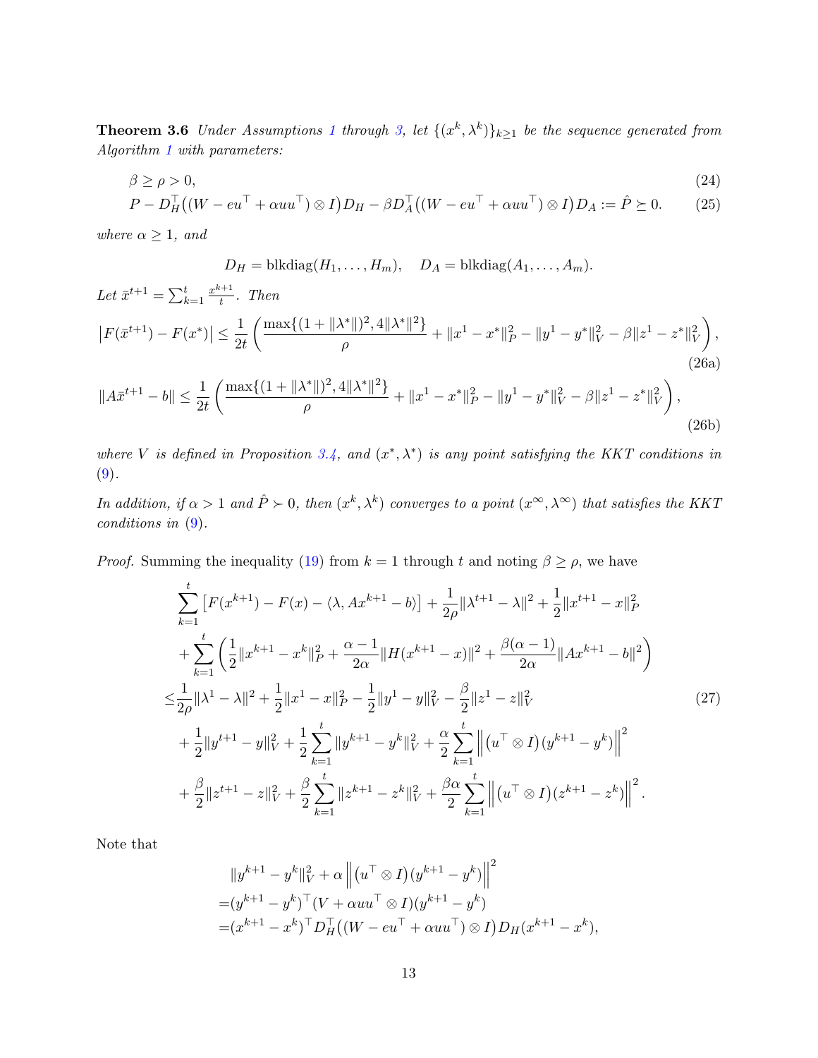**Theorem 3.6** *Under Assumptions 1 through 3, let $\{(x^k, \lambda^k)\}_{k\geq 1}$ be the sequence generated from Algorithm 1 with parameters:*

$$\beta \geq \rho > 0, \tag{24}$$

$$P - D_H^\top\big((W - eu^\top + \alpha uu^\top)\otimes I\big)D_H - \beta D_A^\top\big((W - eu^\top + \alpha uu^\top)\otimes I\big)D_A := \hat{P} \succeq 0. \tag{25}$$

*where $\alpha \geq 1$, and*

$$D_H = \text{blkdiag}(H_1, \dots, H_m), \quad D_A = \text{blkdiag}(A_1, \dots, A_m).$$

*Let $\bar{x}^{t+1} = \sum_{k=1}^t \frac{x^{k+1}}{t}$. Then*

$$\big|F(\bar{x}^{t+1}) - F(x^*)\big| \leq \frac{1}{2t}\left(\frac{\max\{(1+\|\lambda^*\|)^2, 4\|\lambda^*\|^2\}}{\rho} + \|x^1 - x^*\|_P^2 - \|y^1 - y^*\|_V^2 - \beta\|z^1 - z^*\|_V^2\right), \tag{26a}$$

$$\|A\bar{x}^{t+1} - b\| \leq \frac{1}{2t}\left(\frac{\max\{(1+\|\lambda^*\|)^2, 4\|\lambda^*\|^2\}}{\rho} + \|x^1 - x^*\|_P^2 - \|y^1 - y^*\|_V^2 - \beta\|z^1 - z^*\|_V^2\right), \tag{26b}$$

*where $V$ is defined in Proposition 3.4, and $(x^*, \lambda^*)$ is any point satisfying the KKT conditions in (9).*

*In addition, if $\alpha > 1$ and $\hat{P} \succ 0$, then $(x^k, \lambda^k)$ converges to a point $(x^\infty, \lambda^\infty)$ that satisfies the KKT conditions in (9).*

*Proof.* Summing the inequality (19) from $k = 1$ through $t$ and noting $\beta \geq \rho$, we have

$$\begin{aligned}
&\sum_{k=1}^t \big[F(x^{k+1}) - F(x) - \langle \lambda, Ax^{k+1} - b\rangle\big] + \frac{1}{2\rho}\|\lambda^{t+1} - \lambda\|^2 + \frac{1}{2}\|x^{t+1} - x\|_P^2 \\
&+ \sum_{k=1}^t \left(\frac{1}{2}\|x^{k+1} - x^k\|_P^2 + \frac{\alpha - 1}{2\alpha}\|H(x^{k+1} - x)\|^2 + \frac{\beta(\alpha-1)}{2\alpha}\|Ax^{k+1} - b\|^2\right) \\
\leq &\frac{1}{2\rho}\|\lambda^1 - \lambda\|^2 + \frac{1}{2}\|x^1 - x\|_P^2 - \frac{1}{2}\|y^1 - y\|_V^2 - \frac{\beta}{2}\|z^1 - z\|_V^2 \\
&+ \frac{1}{2}\|y^{t+1} - y\|_V^2 + \frac{1}{2}\sum_{k=1}^t \|y^{k+1} - y^k\|_V^2 + \frac{\alpha}{2}\sum_{k=1}^t \left\|\big(u^\top \otimes I\big)(y^{k+1} - y^k)\right\|^2 \\
&+ \frac{\beta}{2}\|z^{t+1} - z\|_V^2 + \frac{\beta}{2}\sum_{k=1}^t \|z^{k+1} - z^k\|_V^2 + \frac{\beta\alpha}{2}\sum_{k=1}^t \left\|\big(u^\top \otimes I\big)(z^{k+1} - z^k)\right\|^2.
\end{aligned} \tag{27}$$

Note that

$$\begin{aligned}
&\|y^{k+1} - y^k\|_V^2 + \alpha\left\|\big(u^\top \otimes I\big)(y^{k+1} - y^k)\right\|^2 \\
=&(y^{k+1} - y^k)^\top (V + \alpha uu^\top \otimes I)(y^{k+1} - y^k) \\
=&(x^{k+1} - x^k)^\top D_H^\top\big((W - eu^\top + \alpha uu^\top)\otimes I\big)D_H(x^{k+1} - x^k),
\end{aligned}$$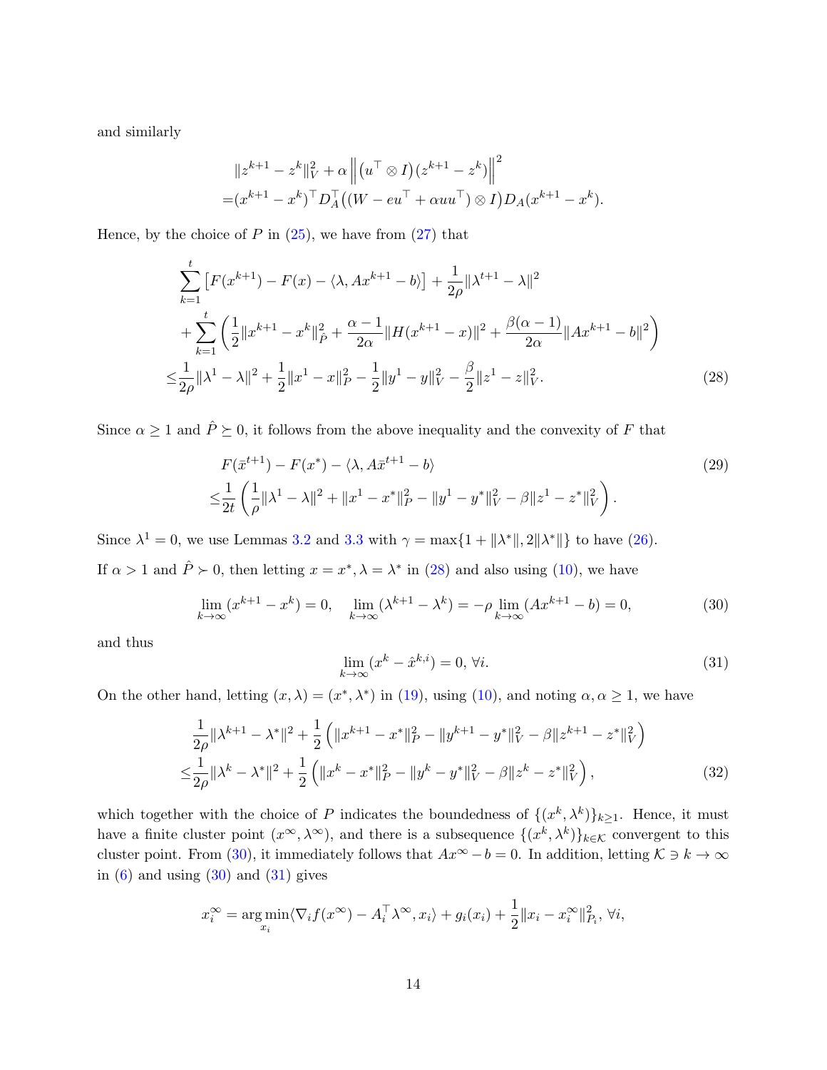and similarly

$$
\begin{aligned}
&\|z^{k+1}-z^k\|_V^2+\alpha\left\|\left(u^\top\otimes I\right)(z^{k+1}-z^k)\right\|^2\\
=&(x^{k+1}-x^k)^\top D_A^\top\big((W-eu^\top+\alpha uu^\top)\otimes I\big)D_A(x^{k+1}-x^k).
\end{aligned}
$$

Hence, by the choice of $P$ in (25), we have from (27) that

$$
\begin{aligned}
&\sum_{k=1}^t\left[F(x^{k+1})-F(x)-\langle\lambda, Ax^{k+1}-b\rangle\right]+\frac{1}{2\rho}\|\lambda^{t+1}-\lambda\|^2\\
&+\sum_{k=1}^t\left(\frac{1}{2}\|x^{k+1}-x^k\|_{\hat P}^2+\frac{\alpha-1}{2\alpha}\|H(x^{k+1}-x)\|^2+\frac{\beta(\alpha-1)}{2\alpha}\|Ax^{k+1}-b\|^2\right)\\
\le&\frac{1}{2\rho}\|\lambda^1-\lambda\|^2+\frac{1}{2}\|x^1-x\|_P^2-\frac{1}{2}\|y^1-y\|_V^2-\frac{\beta}{2}\|z^1-z\|_V^2.
\end{aligned}
\tag{28}
$$

Since $\alpha\ge 1$ and $\hat P\succeq 0$, it follows from the above inequality and the convexity of $F$ that

$$
\begin{aligned}
&F(\bar x^{t+1})-F(x^*)-\langle\lambda, A\bar x^{t+1}-b\rangle\\
\le&\frac{1}{2t}\left(\frac{1}{\rho}\|\lambda^1-\lambda\|^2+\|x^1-x^*\|_P^2-\|y^1-y^*\|_V^2-\beta\|z^1-z^*\|_V^2\right).
\end{aligned}
\tag{29}
$$

Since $\lambda^1=0$, we use Lemmas 3.2 and 3.3 with $\gamma=\max\{1+\|\lambda^*\|, 2\|\lambda^*\|\}$ to have (26).

If $\alpha>1$ and $\hat P\succ 0$, then letting $x=x^*,\lambda=\lambda^*$ in (28) and also using (10), we have

$$
\lim_{k\to\infty}(x^{k+1}-x^k)=0,\quad \lim_{k\to\infty}(\lambda^{k+1}-\lambda^k)=-\rho\lim_{k\to\infty}(Ax^{k+1}-b)=0,
\tag{30}
$$

and thus

$$
\lim_{k\to\infty}(x^k-\hat x^{k,i})=0,\ \forall i.
\tag{31}
$$

On the other hand, letting $(x,\lambda)=(x^*,\lambda^*)$ in (19), using (10), and noting $\alpha,\alpha\ge 1$, we have

$$
\begin{aligned}
&\frac{1}{2\rho}\|\lambda^{k+1}-\lambda^*\|^2+\frac{1}{2}\left(\|x^{k+1}-x^*\|_P^2-\|y^{k+1}-y^*\|_V^2-\beta\|z^{k+1}-z^*\|_V^2\right)\\
\le&\frac{1}{2\rho}\|\lambda^k-\lambda^*\|^2+\frac{1}{2}\left(\|x^k-x^*\|_P^2-\|y^k-y^*\|_V^2-\beta\|z^k-z^*\|_V^2\right),
\end{aligned}
\tag{32}
$$

which together with the choice of $P$ indicates the boundedness of $\{(x^k,\lambda^k)\}_{k\ge1}$. Hence, it must have a finite cluster point $(x^\infty,\lambda^\infty)$, and there is a subsequence $\{(x^k,\lambda^k)\}_{k\in\mathcal{K}}$ convergent to this cluster point. From (30), it immediately follows that $Ax^\infty-b=0$. In addition, letting $\mathcal{K}\ni k\to\infty$ in (6) and using (30) and (31) gives

$$
x_i^\infty=\arg\min_{x_i}\langle\nabla_i f(x^\infty)-A_i^\top\lambda^\infty, x_i\rangle+g_i(x_i)+\frac{1}{2}\|x_i-x_i^\infty\|_{P_i}^2,\ \forall i,
$$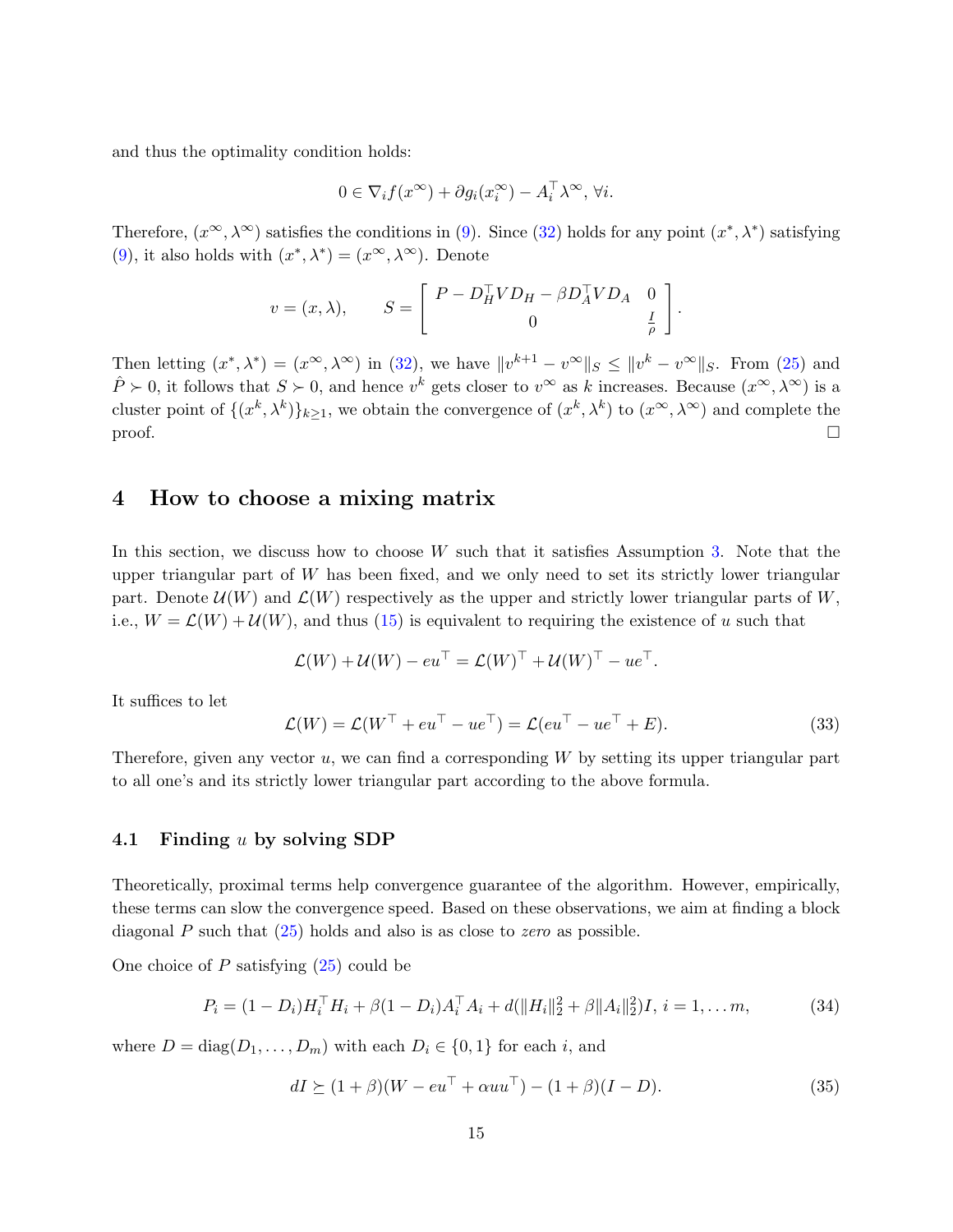and thus the optimality condition holds:

$$0 \in \nabla_i f(x^\infty) + \partial g_i(x_i^\infty) - A_i^\top \lambda^\infty, \, \forall i.$$

Therefore, $(x^\infty, \lambda^\infty)$ satisfies the conditions in (9). Since (32) holds for any point $(x^*, \lambda^*)$ satisfying (9), it also holds with $(x^*, \lambda^*) = (x^\infty, \lambda^\infty)$. Denote

$$v = (x, \lambda), \qquad S = \begin{bmatrix} P - D_H^\top V D_H - \beta D_A^\top V D_A & 0 \\ 0 & \frac{I}{\rho} \end{bmatrix}.$$

Then letting $(x^*, \lambda^*) = (x^\infty, \lambda^\infty)$ in (32), we have $\|v^{k+1} - v^\infty\|_S \leq \|v^k - v^\infty\|_S$. From (25) and $\hat{P} \succ 0$, it follows that $S \succ 0$, and hence $v^k$ gets closer to $v^\infty$ as $k$ increases. Because $(x^\infty, \lambda^\infty)$ is a cluster point of $\{(x^k, \lambda^k)\}_{k \geq 1}$, we obtain the convergence of $(x^k, \lambda^k)$ to $(x^\infty, \lambda^\infty)$ and complete the proof. □

## 4 How to choose a mixing matrix

In this section, we discuss how to choose $W$ such that it satisfies Assumption 3. Note that the upper triangular part of $W$ has been fixed, and we only need to set its strictly lower triangular part. Denote $\mathcal{U}(W)$ and $\mathcal{L}(W)$ respectively as the upper and strictly lower triangular parts of $W$, i.e., $W = \mathcal{L}(W) + \mathcal{U}(W)$, and thus (15) is equivalent to requiring the existence of $u$ such that

$$\mathcal{L}(W) + \mathcal{U}(W) - eu^\top = \mathcal{L}(W)^\top + \mathcal{U}(W)^\top - ue^\top.$$

It suffices to let

$$\mathcal{L}(W) = \mathcal{L}(W^\top + eu^\top - ue^\top) = \mathcal{L}(eu^\top - ue^\top + E). \tag{33}$$

Therefore, given any vector $u$, we can find a corresponding $W$ by setting its upper triangular part to all one's and its strictly lower triangular part according to the above formula.

### 4.1 Finding $u$ by solving SDP

Theoretically, proximal terms help convergence guarantee of the algorithm. However, empirically, these terms can slow the convergence speed. Based on these observations, we aim at finding a block diagonal $P$ such that (25) holds and also is as close to *zero* as possible.

One choice of $P$ satisfying (25) could be

$$P_i = (1 - D_i) H_i^\top H_i + \beta(1 - D_i) A_i^\top A_i + d(\|H_i\|_2^2 + \beta \|A_i\|_2^2) I, \; i = 1, \ldots m, \tag{34}$$

where $D = \text{diag}(D_1, \ldots, D_m)$ with each $D_i \in \{0, 1\}$ for each $i$, and

$$dI \succeq (1 + \beta)(W - eu^\top + \alpha uu^\top) - (1 + \beta)(I - D). \tag{35}$$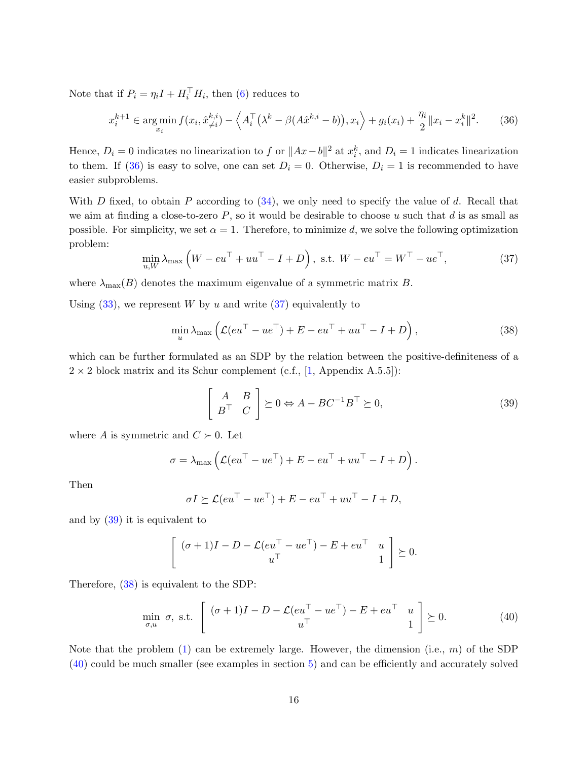Note that if $P_i = \eta_i I + H_i^\top H_i$, then (6) reduces to

$$x_i^{k+1} \in \arg\min_{x_i} f(x_i, \hat{x}_{\neq i}^{k,i}) - \left\langle A_i^\top \big(\lambda^k - \beta(A\hat{x}^{k,i} - b)\big), x_i \right\rangle + g_i(x_i) + \frac{\eta_i}{2}\|x_i - x_i^k\|^2. \tag{36}$$

Hence, $D_i = 0$ indicates no linearization to $f$ or $\|Ax-b\|^2$ at $x_i^k$, and $D_i = 1$ indicates linearization to them. If (36) is easy to solve, one can set $D_i = 0$. Otherwise, $D_i = 1$ is recommended to have easier subproblems.

With $D$ fixed, to obtain $P$ according to (34), we only need to specify the value of $d$. Recall that we aim at finding a close-to-zero $P$, so it would be desirable to choose $u$ such that $d$ is as small as possible. For simplicity, we set $\alpha = 1$. Therefore, to minimize $d$, we solve the following optimization problem:

$$\min_{u,W} \lambda_{\max}\Big(W - eu^\top + uu^\top - I + D\Big), \text{ s.t. } W - eu^\top = W^\top - ue^\top, \tag{37}$$

where $\lambda_{\max}(B)$ denotes the maximum eigenvalue of a symmetric matrix $B$.

Using (33), we represent $W$ by $u$ and write (37) equivalently to

$$\min_u \lambda_{\max}\Big(\mathcal{L}(eu^\top - ue^\top) + E - eu^\top + uu^\top - I + D\Big), \tag{38}$$

which can be further formulated as an SDP by the relation between the positive-definiteness of a $2\times 2$ block matrix and its Schur complement (c.f., [1, Appendix A.5.5]):

$$\begin{bmatrix} A & B \\ B^\top & C \end{bmatrix} \succeq 0 \Leftrightarrow A - BC^{-1}B^\top \succeq 0, \tag{39}$$

where $A$ is symmetric and $C \succ 0$. Let

$$\sigma = \lambda_{\max}\Big(\mathcal{L}(eu^\top - ue^\top) + E - eu^\top + uu^\top - I + D\Big).$$

Then

$$\sigma I \succeq \mathcal{L}(eu^\top - ue^\top) + E - eu^\top + uu^\top - I + D,$$

and by (39) it is equivalent to

$$\begin{bmatrix} (\sigma+1)I - D - \mathcal{L}(eu^\top - ue^\top) - E + eu^\top & u \\ u^\top & 1 \end{bmatrix} \succeq 0.$$

Therefore, (38) is equivalent to the SDP:

$$\min_{\sigma,u} \ \sigma, \text{ s.t. } \begin{bmatrix} (\sigma+1)I - D - \mathcal{L}(eu^\top - ue^\top) - E + eu^\top & u \\ u^\top & 1 \end{bmatrix} \succeq 0. \tag{40}$$

Note that the problem (1) can be extremely large. However, the dimension (i.e., $m$) of the SDP (40) could be much smaller (see examples in section 5) and can be efficiently and accurately solved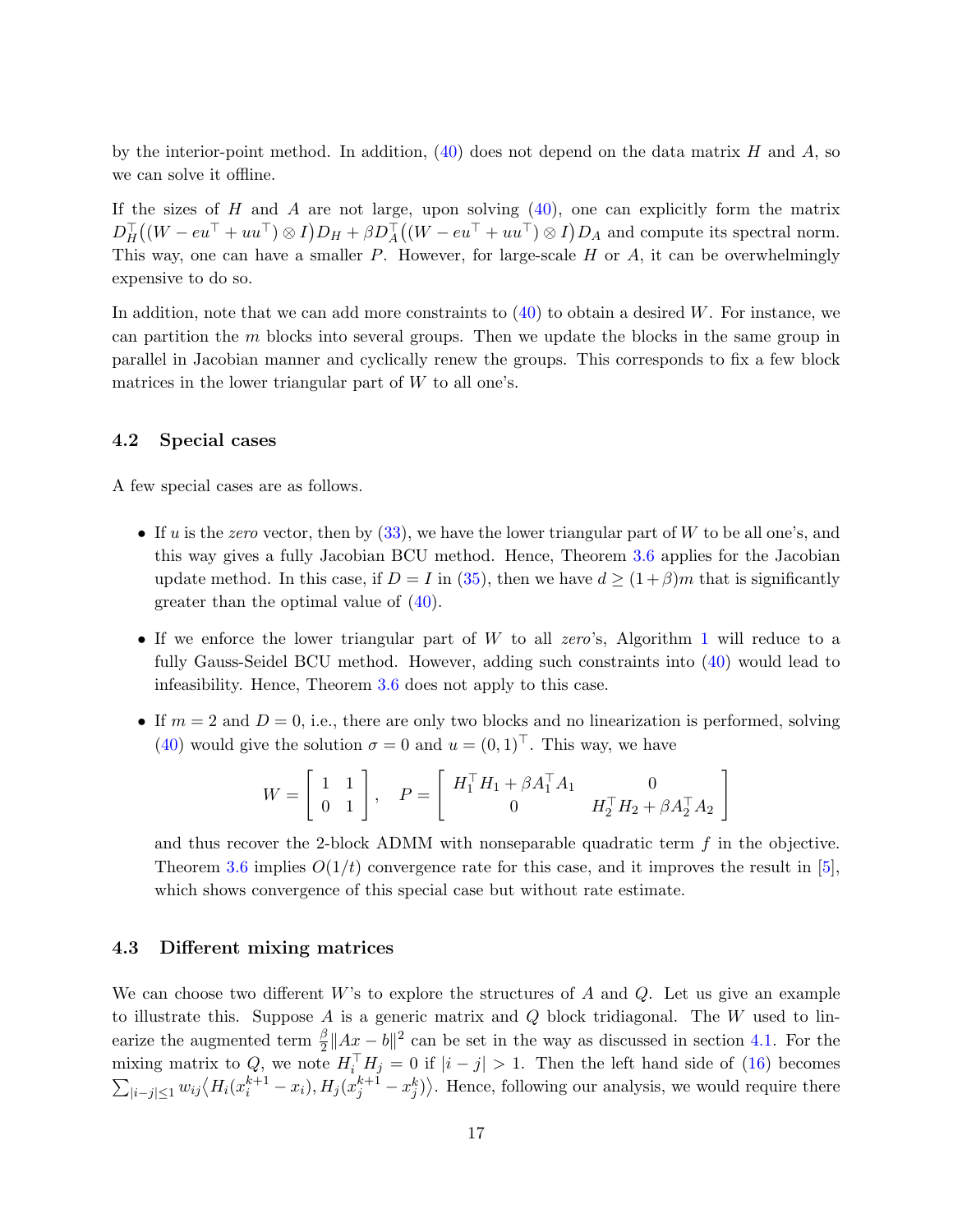by the interior-point method. In addition, (40) does not depend on the data matrix $H$ and $A$, so we can solve it offline.

If the sizes of $H$ and $A$ are not large, upon solving (40), one can explicitly form the matrix $D_H^\top\big((W - eu^\top + uu^\top)\otimes I\big)D_H + \beta D_A^\top\big((W - eu^\top + uu^\top)\otimes I\big)D_A$ and compute its spectral norm. This way, one can have a smaller $P$. However, for large-scale $H$ or $A$, it can be overwhelmingly expensive to do so.

In addition, note that we can add more constraints to (40) to obtain a desired $W$. For instance, we can partition the $m$ blocks into several groups. Then we update the blocks in the same group in parallel in Jacobian manner and cyclically renew the groups. This corresponds to fix a few block matrices in the lower triangular part of $W$ to all one's.

### 4.2 Special cases

A few special cases are as follows.

- If $u$ is the *zero* vector, then by (33), we have the lower triangular part of $W$ to be all one's, and this way gives a fully Jacobian BCU method. Hence, Theorem 3.6 applies for the Jacobian update method. In this case, if $D = I$ in (35), then we have $d \geq (1+\beta)m$ that is significantly greater than the optimal value of (40).

- If we enforce the lower triangular part of $W$ to all *zero*'s, Algorithm 1 will reduce to a fully Gauss-Seidel BCU method. However, adding such constraints into (40) would lead to infeasibility. Hence, Theorem 3.6 does not apply to this case.

- If $m = 2$ and $D = 0$, i.e., there are only two blocks and no linearization is performed, solving (40) would give the solution $\sigma = 0$ and $u = (0,1)^\top$. This way, we have

$$W = \begin{bmatrix} 1 & 1 \\ 0 & 1 \end{bmatrix}, \quad P = \begin{bmatrix} H_1^\top H_1 + \beta A_1^\top A_1 & 0 \\ 0 & H_2^\top H_2 + \beta A_2^\top A_2 \end{bmatrix}$$

  and thus recover the 2-block ADMM with nonseparable quadratic term $f$ in the objective. Theorem 3.6 implies $O(1/t)$ convergence rate for this case, and it improves the result in [5], which shows convergence of this special case but without rate estimate.

### 4.3 Different mixing matrices

We can choose two different $W$'s to explore the structures of $A$ and $Q$. Let us give an example to illustrate this. Suppose $A$ is a generic matrix and $Q$ block tridiagonal. The $W$ used to linearize the augmented term $\frac{\beta}{2}\|Ax - b\|^2$ can be set in the way as discussed in section 4.1. For the mixing matrix to $Q$, we note $H_i^\top H_j = 0$ if $|i - j| > 1$. Then the left hand side of (16) becomes $\sum_{|i-j|\leq 1} w_{ij}\big\langle H_i(x_i^{k+1} - x_i), H_j(x_j^{k+1} - x_j^k)\big\rangle$. Hence, following our analysis, we would require there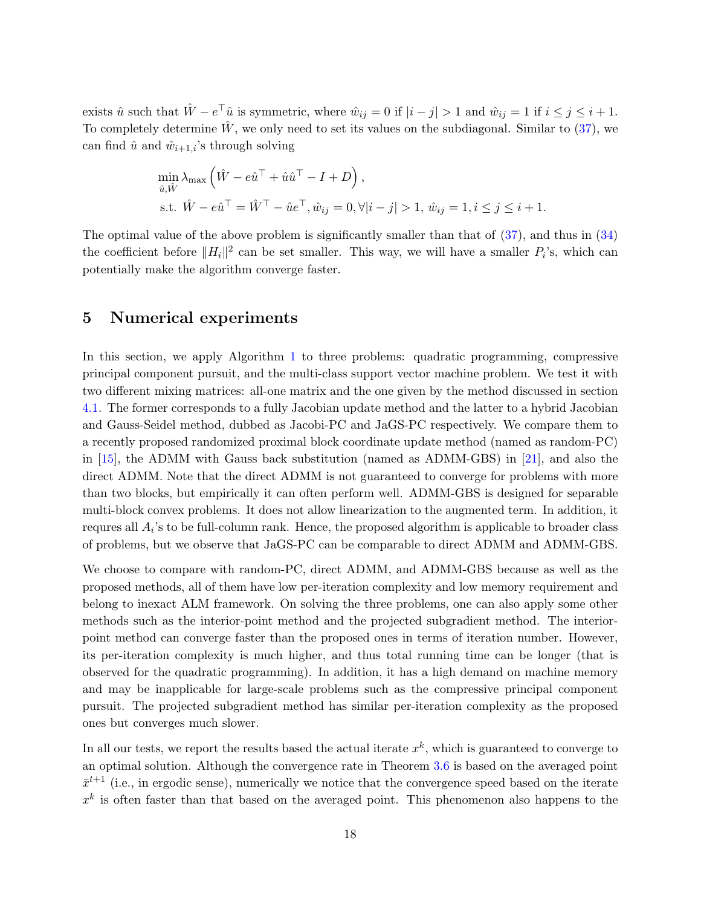exists $\hat{u}$ such that $\hat{W} - e^\top \hat{u}$ is symmetric, where $\hat{w}_{ij} = 0$ if $|i-j| > 1$ and $\hat{w}_{ij} = 1$ if $i \le j \le i+1$. To completely determine $\hat{W}$, we only need to set its values on the subdiagonal. Similar to (37), we can find $\hat{u}$ and $\hat{w}_{i+1,i}$'s through solving

$$
\begin{aligned}
&\min_{\hat{u},\hat{W}} \lambda_{\max}\left(\hat{W} - e\hat{u}^\top + \hat{u}\hat{u}^\top - I + D\right), \\
&\text{s.t. } \hat{W} - e\hat{u}^\top = \hat{W}^\top - \hat{u}e^\top, \hat{w}_{ij} = 0, \forall |i-j| > 1,\ \hat{w}_{ij} = 1, i \le j \le i+1.
\end{aligned}
$$

The optimal value of the above problem is significantly smaller than that of (37), and thus in (34) the coefficient before $\|H_i\|^2$ can be set smaller. This way, we will have a smaller $P_i$'s, which can potentially make the algorithm converge faster.

## 5 Numerical experiments

In this section, we apply Algorithm 1 to three problems: quadratic programming, compressive principal component pursuit, and the multi-class support vector machine problem. We test it with two different mixing matrices: all-one matrix and the one given by the method discussed in section 4.1. The former corresponds to a fully Jacobian update method and the latter to a hybrid Jacobian and Gauss-Seidel method, dubbed as Jacobi-PC and JaGS-PC respectively. We compare them to a recently proposed randomized proximal block coordinate update method (named as random-PC) in [15], the ADMM with Gauss back substitution (named as ADMM-GBS) in [21], and also the direct ADMM. Note that the direct ADMM is not guaranteed to converge for problems with more than two blocks, but empirically it can often perform well. ADMM-GBS is designed for separable multi-block convex problems. It does not allow linearization to the augmented term. In addition, it requres all $A_i$'s to be full-column rank. Hence, the proposed algorithm is applicable to broader class of problems, but we observe that JaGS-PC can be comparable to direct ADMM and ADMM-GBS.

We choose to compare with random-PC, direct ADMM, and ADMM-GBS because as well as the proposed methods, all of them have low per-iteration complexity and low memory requirement and belong to inexact ALM framework. On solving the three problems, one can also apply some other methods such as the interior-point method and the projected subgradient method. The interior-point method can converge faster than the proposed ones in terms of iteration number. However, its per-iteration complexity is much higher, and thus total running time can be longer (that is observed for the quadratic programming). In addition, it has a high demand on machine memory and may be inapplicable for large-scale problems such as the compressive principal component pursuit. The projected subgradient method has similar per-iteration complexity as the proposed ones but converges much slower.

In all our tests, we report the results based the actual iterate $x^k$, which is guaranteed to converge to an optimal solution. Although the convergence rate in Theorem 3.6 is based on the averaged point $\bar{x}^{t+1}$ (i.e., in ergodic sense), numerically we notice that the convergence speed based on the iterate $x^k$ is often faster than that based on the averaged point. This phenomenon also happens to the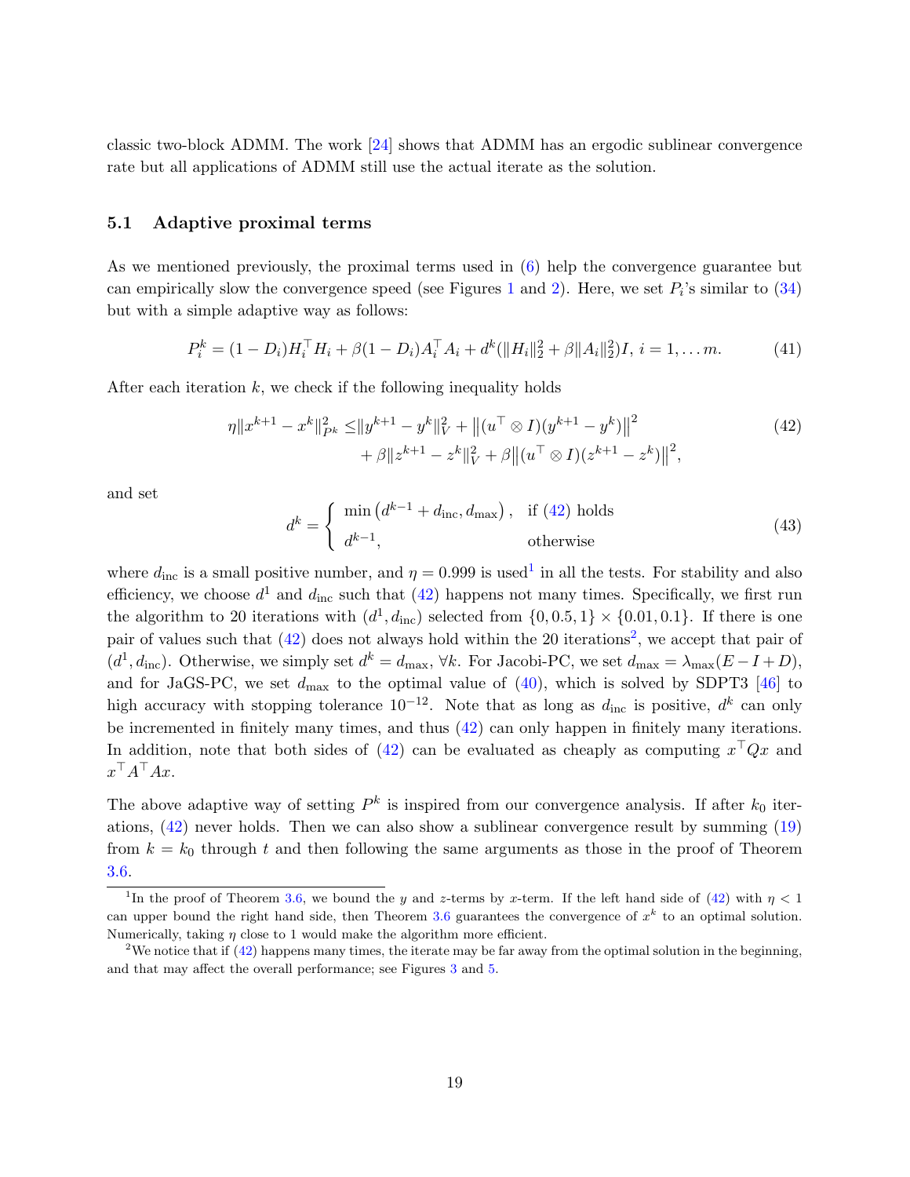classic two-block ADMM. The work [24] shows that ADMM has an ergodic sublinear convergence rate but all applications of ADMM still use the actual iterate as the solution.

### 5.1 Adaptive proximal terms

As we mentioned previously, the proximal terms used in (6) help the convergence guarantee but can empirically slow the convergence speed (see Figures 1 and 2). Here, we set $P_i$'s similar to (34) but with a simple adaptive way as follows:

$$P_i^k = (1 - D_i)H_i^\top H_i + \beta(1 - D_i)A_i^\top A_i + d^k(\|H_i\|_2^2 + \beta\|A_i\|_2^2)I, \; i = 1, \dots m. \tag{41}$$

After each iteration $k$, we check if the following inequality holds

$$\begin{aligned} \eta\|x^{k+1} - x^k\|_{P^k}^2 \leq &\|y^{k+1} - y^k\|_V^2 + \left\|(u^\top \otimes I)(y^{k+1} - y^k)\right\|^2 \\ &+ \beta\|z^{k+1} - z^k\|_V^2 + \beta\left\|(u^\top \otimes I)(z^{k+1} - z^k)\right\|^2, \end{aligned} \tag{42}$$

and set

$$d^k = \begin{cases} \min\left(d^{k-1} + d_{\text{inc}}, d_{\max}\right), & \text{if (42) holds} \\ d^{k-1}, & \text{otherwise} \end{cases} \tag{43}$$

where $d_{\text{inc}}$ is a small positive number, and $\eta = 0.999$ is used[1] in all the tests. For stability and also efficiency, we choose $d^1$ and $d_{\text{inc}}$ such that (42) happens not many times. Specifically, we first run the algorithm to 20 iterations with $(d^1, d_{\text{inc}})$ selected from $\{0, 0.5, 1\} \times \{0.01, 0.1\}$. If there is one pair of values such that (42) does not always hold within the 20 iterations[2], we accept that pair of $(d^1, d_{\text{inc}})$. Otherwise, we simply set $d^k = d_{\max}$, $\forall k$. For Jacobi-PC, we set $d_{\max} = \lambda_{\max}(E - I + D)$, and for JaGS-PC, we set $d_{\max}$ to the optimal value of (40), which is solved by SDPT3 [46] to high accuracy with stopping tolerance $10^{-12}$. Note that as long as $d_{\text{inc}}$ is positive, $d^k$ can only be incremented in finitely many times, and thus (42) can only happen in finitely many iterations. In addition, note that both sides of (42) can be evaluated as cheaply as computing $x^\top Qx$ and $x^\top A^\top Ax$.

The above adaptive way of setting $P^k$ is inspired from our convergence analysis. If after $k_0$ iterations, (42) never holds. Then we can also show a sublinear convergence result by summing (19) from $k = k_0$ through $t$ and then following the same arguments as those in the proof of Theorem 3.6.

[1] In the proof of Theorem 3.6, we bound the $y$ and $z$-terms by $x$-term. If the left hand side of (42) with $\eta < 1$ can upper bound the right hand side, then Theorem 3.6 guarantees the convergence of $x^k$ to an optimal solution. Numerically, taking $\eta$ close to 1 would make the algorithm more efficient.

[2] We notice that if (42) happens many times, the iterate may be far away from the optimal solution in the beginning, and that may affect the overall performance; see Figures 3 and 5.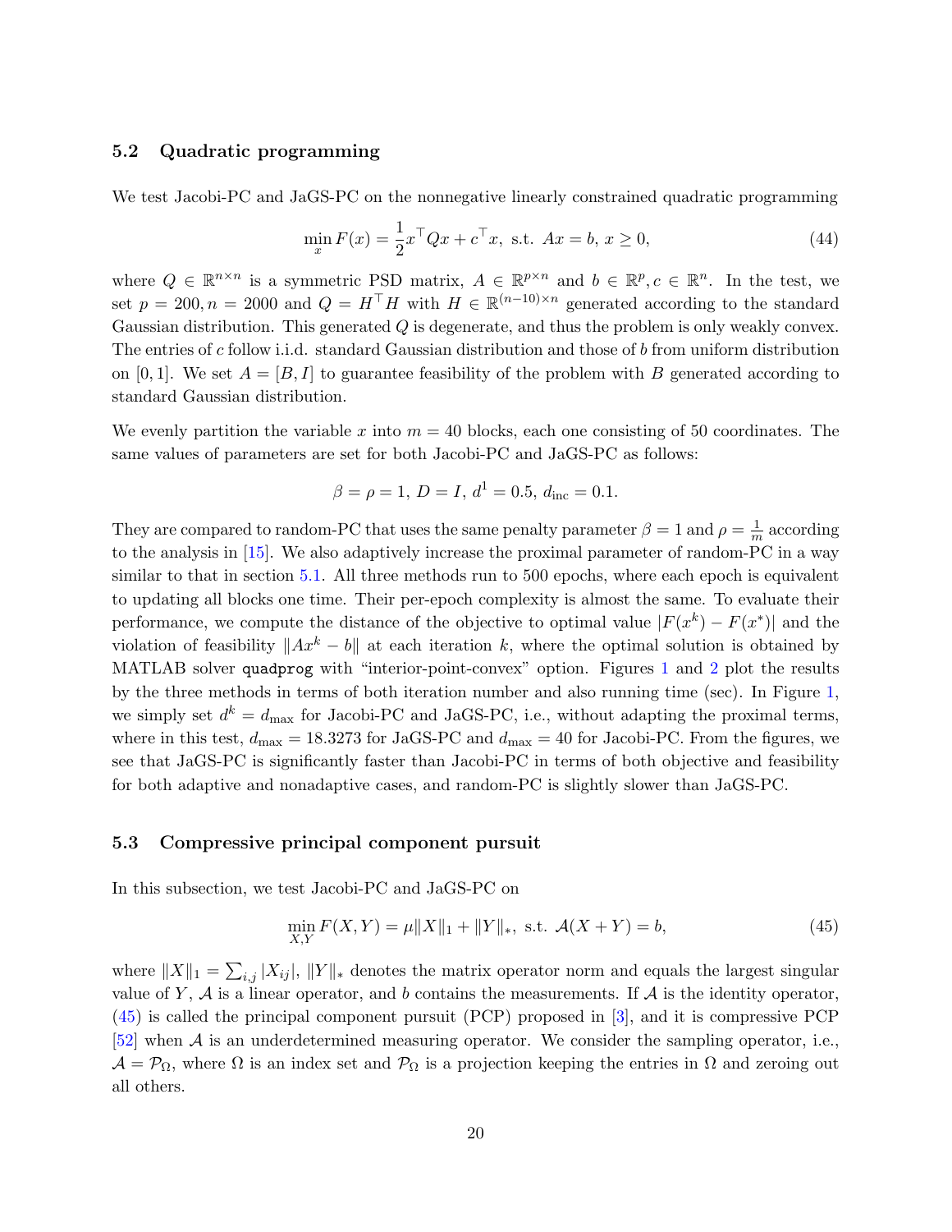### 5.2 Quadratic programming

We test Jacobi-PC and JaGS-PC on the nonnegative linearly constrained quadratic programming

$$\min_x F(x) = \frac{1}{2}x^\top Qx + c^\top x, \text{ s.t. } Ax = b,\ x \geq 0, \tag{44}$$

where $Q \in \mathbb{R}^{n\times n}$ is a symmetric PSD matrix, $A \in \mathbb{R}^{p\times n}$ and $b \in \mathbb{R}^p, c \in \mathbb{R}^n$. In the test, we set $p = 200, n = 2000$ and $Q = H^\top H$ with $H \in \mathbb{R}^{(n-10)\times n}$ generated according to the standard Gaussian distribution. This generated $Q$ is degenerate, and thus the problem is only weakly convex. The entries of $c$ follow i.i.d. standard Gaussian distribution and those of $b$ from uniform distribution on $[0, 1]$. We set $A = [B, I]$ to guarantee feasibility of the problem with $B$ generated according to standard Gaussian distribution.

We evenly partition the variable $x$ into $m = 40$ blocks, each one consisting of 50 coordinates. The same values of parameters are set for both Jacobi-PC and JaGS-PC as follows:

$$\beta = \rho = 1,\ D = I,\ d^1 = 0.5,\ d_{\text{inc}} = 0.1.$$

They are compared to random-PC that uses the same penalty parameter $\beta = 1$ and $\rho = \frac{1}{m}$ according to the analysis in [15]. We also adaptively increase the proximal parameter of random-PC in a way similar to that in section 5.1. All three methods run to 500 epochs, where each epoch is equivalent to updating all blocks one time. Their per-epoch complexity is almost the same. To evaluate their performance, we compute the distance of the objective to optimal value $|F(x^k) - F(x^*)|$ and the violation of feasibility $\|Ax^k - b\|$ at each iteration $k$, where the optimal solution is obtained by MATLAB solver `quadprog` with "interior-point-convex" option. Figures 1 and 2 plot the results by the three methods in terms of both iteration number and also running time (sec). In Figure 1, we simply set $d^k = d_{\max}$ for Jacobi-PC and JaGS-PC, i.e., without adapting the proximal terms, where in this test, $d_{\max} = 18.3273$ for JaGS-PC and $d_{\max} = 40$ for Jacobi-PC. From the figures, we see that JaGS-PC is significantly faster than Jacobi-PC in terms of both objective and feasibility for both adaptive and nonadaptive cases, and random-PC is slightly slower than JaGS-PC.

### 5.3 Compressive principal component pursuit

In this subsection, we test Jacobi-PC and JaGS-PC on

$$\min_{X,Y} F(X, Y) = \mu\|X\|_1 + \|Y\|_*, \text{ s.t. } \mathcal{A}(X + Y) = b, \tag{45}$$

where $\|X\|_1 = \sum_{i,j} |X_{ij}|$, $\|Y\|_*$ denotes the matrix operator norm and equals the largest singular value of $Y$, $\mathcal{A}$ is a linear operator, and $b$ contains the measurements. If $\mathcal{A}$ is the identity operator, (45) is called the principal component pursuit (PCP) proposed in [3], and it is compressive PCP [52] when $\mathcal{A}$ is an underdetermined measuring operator. We consider the sampling operator, i.e., $\mathcal{A} = \mathcal{P}_\Omega$, where $\Omega$ is an index set and $\mathcal{P}_\Omega$ is a projection keeping the entries in $\Omega$ and zeroing out all others.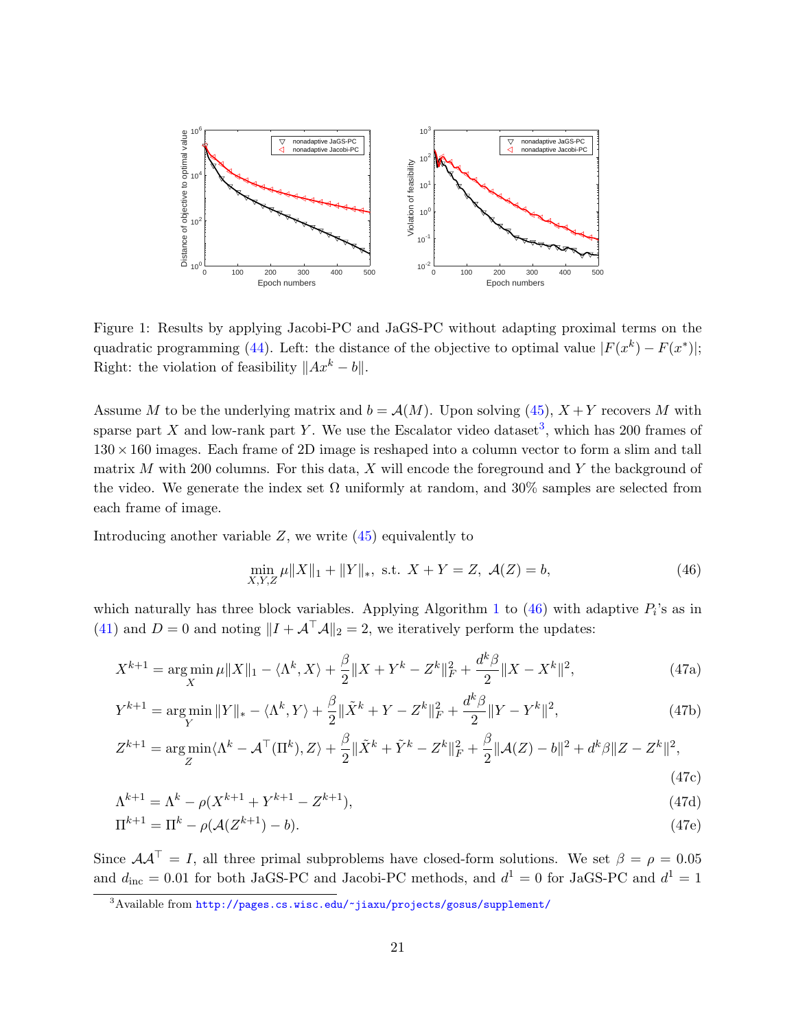Figure 1: Results by applying Jacobi-PC and JaGS-PC without adapting proximal terms on the quadratic programming (44). Left: the distance of the objective to optimal value $|F(x^k) - F(x^*)|$; Right: the violation of feasibility $\|Ax^k - b\|$.

Assume $M$ to be the underlying matrix and $b = \mathcal{A}(M)$. Upon solving (45), $X + Y$ recovers $M$ with sparse part $X$ and low-rank part $Y$. We use the Escalator video dataset[3], which has 200 frames of $130 \times 160$ images. Each frame of 2D image is reshaped into a column vector to form a slim and tall matrix $M$ with 200 columns. For this data, $X$ will encode the foreground and $Y$ the background of the video. We generate the index set $\Omega$ uniformly at random, and 30% samples are selected from each frame of image.

Introducing another variable $Z$, we write (45) equivalently to

$$\min_{X,Y,Z} \mu\|X\|_1 + \|Y\|_*, \text{ s.t. } X + Y = Z, \ \mathcal{A}(Z) = b, \tag{46}$$

which naturally has three block variables. Applying Algorithm 1 to (46) with adaptive $P_i$'s as in (41) and $D = 0$ and noting $\|I + \mathcal{A}^\top \mathcal{A}\|_2 = 2$, we iteratively perform the updates:

$$X^{k+1} = \arg\min_X \mu\|X\|_1 - \langle \Lambda^k, X\rangle + \frac{\beta}{2}\|X + Y^k - Z^k\|_F^2 + \frac{d^k\beta}{2}\|X - X^k\|^2, \tag{47a}$$

$$Y^{k+1} = \arg\min_Y \|Y\|_* - \langle \Lambda^k, Y\rangle + \frac{\beta}{2}\|\tilde{X}^k + Y - Z^k\|_F^2 + \frac{d^k\beta}{2}\|Y - Y^k\|^2, \tag{47b}$$

$$Z^{k+1} = \arg\min_Z \langle \Lambda^k - \mathcal{A}^\top(\Pi^k), Z\rangle + \frac{\beta}{2}\|\tilde{X}^k + \tilde{Y}^k - Z^k\|_F^2 + \frac{\beta}{2}\|\mathcal{A}(Z) - b\|^2 + d^k\beta\|Z - Z^k\|^2, \tag{47c}$$

$$\Lambda^{k+1} = \Lambda^k - \rho(X^{k+1} + Y^{k+1} - Z^{k+1}), \tag{47d}$$

$$\Pi^{k+1} = \Pi^k - \rho(\mathcal{A}(Z^{k+1}) - b). \tag{47e}$$

Since $\mathcal{A}\mathcal{A}^\top = I$, all three primal subproblems have closed-form solutions. We set $\beta = \rho = 0.05$ and $d_{\text{inc}} = 0.01$ for both JaGS-PC and Jacobi-PC methods, and $d^1 = 0$ for JaGS-PC and $d^1 = 1$

[3] Available from http://pages.cs.wisc.edu/~jiaxu/projects/gosus/supplement/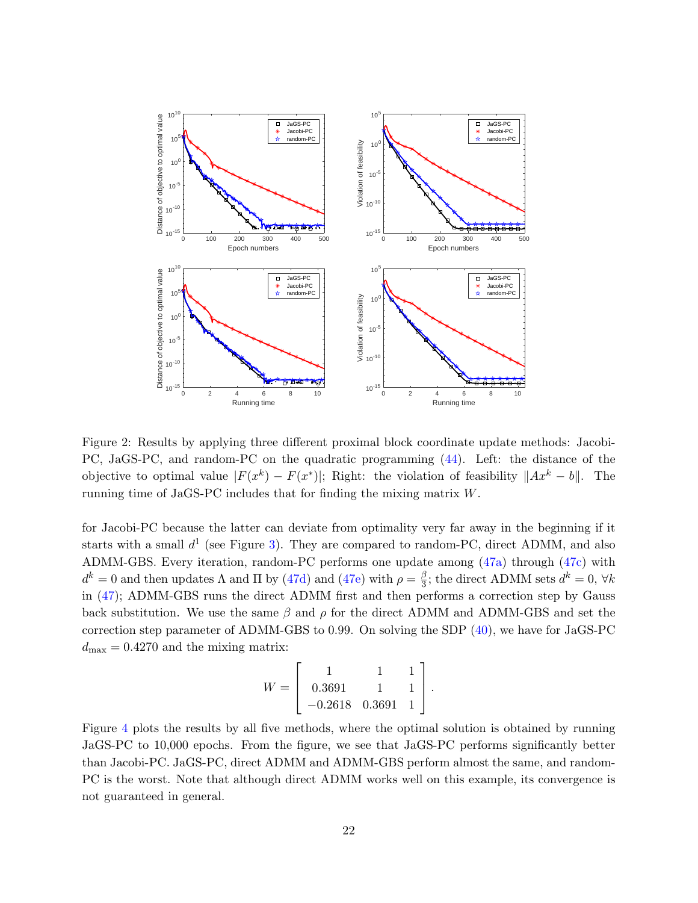Figure 2: Results by applying three different proximal block coordinate update methods: Jacobi-PC, JaGS-PC, and random-PC on the quadratic programming (44). Left: the distance of the objective to optimal value $|F(x^k) - F(x^*)|$; Right: the violation of feasibility $\|Ax^k - b\|$. The running time of JaGS-PC includes that for finding the mixing matrix $W$.

for Jacobi-PC because the latter can deviate from optimality very far away in the beginning if it starts with a small $d^1$ (see Figure 3). They are compared to random-PC, direct ADMM, and also ADMM-GBS. Every iteration, random-PC performs one update among (47a) through (47c) with $d^k = 0$ and then updates $\Lambda$ and $\Pi$ by (47d) and (47e) with $\rho = \frac{\beta}{3}$; the direct ADMM sets $d^k = 0$, $\forall k$ in (47); ADMM-GBS runs the direct ADMM first and then performs a correction step by Gauss back substitution. We use the same $\beta$ and $\rho$ for the direct ADMM and ADMM-GBS and set the correction step parameter of ADMM-GBS to 0.99. On solving the SDP (40), we have for JaGS-PC $d_{\max} = 0.4270$ and the mixing matrix:

$$W = \begin{bmatrix} 1 & 1 & 1 \\ 0.3691 & 1 & 1 \\ -0.2618 & 0.3691 & 1 \end{bmatrix}.$$

Figure 4 plots the results by all five methods, where the optimal solution is obtained by running JaGS-PC to 10,000 epochs. From the figure, we see that JaGS-PC performs significantly better than Jacobi-PC. JaGS-PC, direct ADMM and ADMM-GBS perform almost the same, and random-PC is the worst. Note that although direct ADMM works well on this example, its convergence is not guaranteed in general.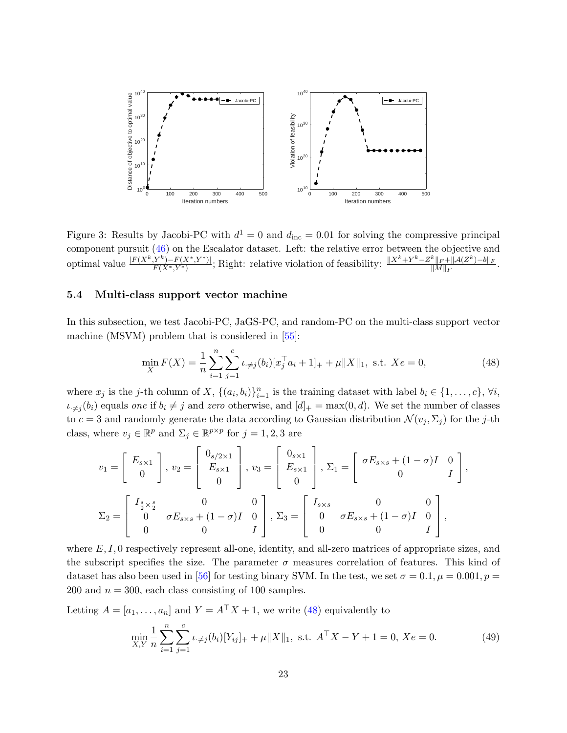Figure 3: Results by Jacobi-PC with $d^1 = 0$ and $d_{\text{inc}} = 0.01$ for solving the compressive principal component pursuit (46) on the Escalator dataset. Left: the relative error between the objective and optimal value $\frac{|F(X^k,Y^k)-F(X^*,Y^*)|}{F(X^*,Y^*)}$; Right: relative violation of feasibility: $\frac{\|X^k+Y^k-Z^k\|_F+\|\mathcal{A}(Z^k)-b\|_F}{\|M\|_F}$.

### 5.4 Multi-class support vector machine

In this subsection, we test Jacobi-PC, JaGS-PC, and random-PC on the multi-class support vector machine (MSVM) problem that is considered in [55]:

$$\min_X F(X) = \frac{1}{n}\sum_{i=1}^{n}\sum_{j=1}^{c} \iota_{\cdot\neq j}(b_i)[x_j^\top a_i + 1]_+ + \mu\|X\|_1, \text{ s.t. } Xe = 0, \tag{48}$$

where $x_j$ is the $j$-th column of $X$, $\{(a_i, b_i)\}_{i=1}^n$ is the training dataset with label $b_i \in \{1, \ldots, c\}$, $\forall i$, $\iota_{\cdot\neq j}(b_i)$ equals *one* if $b_i \neq j$ and *zero* otherwise, and $[d]_+ = \max(0, d)$. We set the number of classes to $c = 3$ and randomly generate the data according to Gaussian distribution $\mathcal{N}(v_j, \Sigma_j)$ for the $j$-th class, where $v_j \in \mathbb{R}^p$ and $\Sigma_j \in \mathbb{R}^{p\times p}$ for $j = 1, 2, 3$ are

$$v_1 = \begin{bmatrix} E_{s\times 1} \\ 0 \end{bmatrix}, \; v_2 = \begin{bmatrix} 0_{s/2\times 1} \\ E_{s\times 1} \\ 0 \end{bmatrix}, \; v_3 = \begin{bmatrix} 0_{s\times 1} \\ E_{s\times 1} \\ 0 \end{bmatrix}, \; \Sigma_1 = \begin{bmatrix} \sigma E_{s\times s} + (1-\sigma)I & 0 \\ 0 & I \end{bmatrix},$$

$$\Sigma_2 = \begin{bmatrix} I_{\frac{s}{2}\times\frac{s}{2}} & 0 & 0 \\ 0 & \sigma E_{s\times s} + (1-\sigma)I & 0 \\ 0 & 0 & I \end{bmatrix}, \; \Sigma_3 = \begin{bmatrix} I_{s\times s} & 0 & 0 \\ 0 & \sigma E_{s\times s} + (1-\sigma)I & 0 \\ 0 & 0 & I \end{bmatrix},$$

where $E, I, 0$ respectively represent all-one, identity, and all-zero matrices of appropriate sizes, and the subscript specifies the size. The parameter $\sigma$ measures correlation of features. This kind of dataset has also been used in [56] for testing binary SVM. In the test, we set $\sigma = 0.1, \mu = 0.001, p = 200$ and $n = 300$, each class consisting of 100 samples.

Letting $A = [a_1, \ldots, a_n]$ and $Y = A^\top X + 1$, we write (48) equivalently to

$$\min_{X,Y} \frac{1}{n}\sum_{i=1}^{n}\sum_{j=1}^{c} \iota_{\cdot\neq j}(b_i)[Y_{ij}]_+ + \mu\|X\|_1, \text{ s.t. } A^\top X - Y + 1 = 0, \; Xe = 0. \tag{49}$$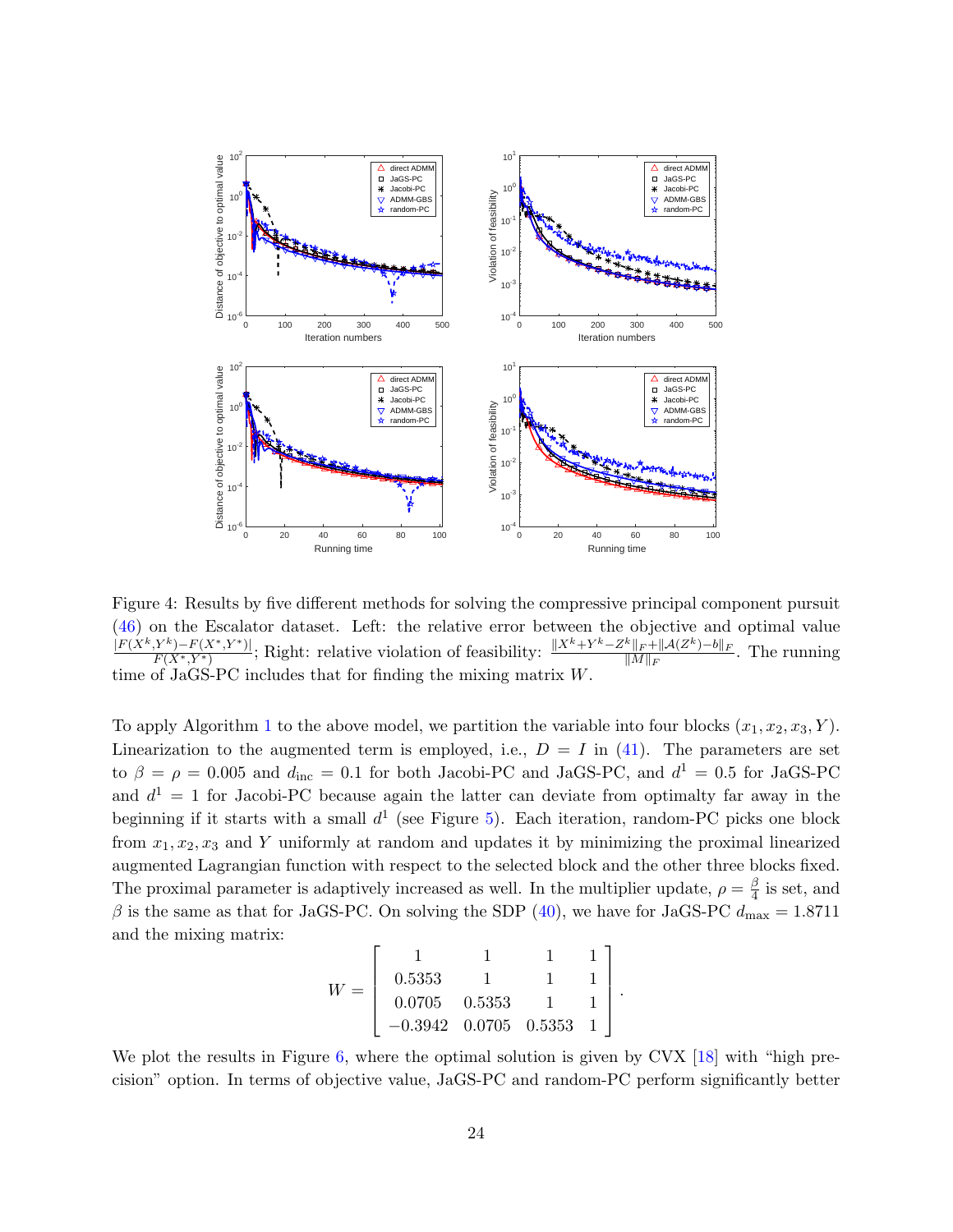Figure 4: Results by five different methods for solving the compressive principal component pursuit (46) on the Escalator dataset. Left: the relative error between the objective and optimal value $\frac{|F(X^k,Y^k)-F(X^*,Y^*)|}{F(X^*,Y^*)}$; Right: relative violation of feasibility: $\frac{\|X^k+Y^k-Z^k\|_F+\|\mathcal{A}(Z^k)-b\|_F}{\|M\|_F}$. The running time of JaGS-PC includes that for finding the mixing matrix $W$.

To apply Algorithm 1 to the above model, we partition the variable into four blocks $(x_1, x_2, x_3, Y)$. Linearization to the augmented term is employed, i.e., $D = I$ in (41). The parameters are set to $\beta = \rho = 0.005$ and $d_{\text{inc}} = 0.1$ for both Jacobi-PC and JaGS-PC, and $d^1 = 0.5$ for JaGS-PC and $d^1 = 1$ for Jacobi-PC because again the latter can deviate from optimalty far away in the beginning if it starts with a small $d^1$ (see Figure 5). Each iteration, random-PC picks one block from $x_1, x_2, x_3$ and $Y$ uniformly at random and updates it by minimizing the proximal linearized augmented Lagrangian function with respect to the selected block and the other three blocks fixed. The proximal parameter is adaptively increased as well. In the multiplier update, $\rho = \frac{\beta}{4}$ is set, and $\beta$ is the same as that for JaGS-PC. On solving the SDP (40), we have for JaGS-PC $d_{\max} = 1.8711$ and the mixing matrix:

$$W = \begin{bmatrix} 1 & 1 & 1 & 1 \\ 0.5353 & 1 & 1 & 1 \\ 0.0705 & 0.5353 & 1 & 1 \\ -0.3942 & 0.0705 & 0.5353 & 1 \end{bmatrix}.$$

We plot the results in Figure 6, where the optimal solution is given by CVX [18] with "high precision" option. In terms of objective value, JaGS-PC and random-PC perform significantly better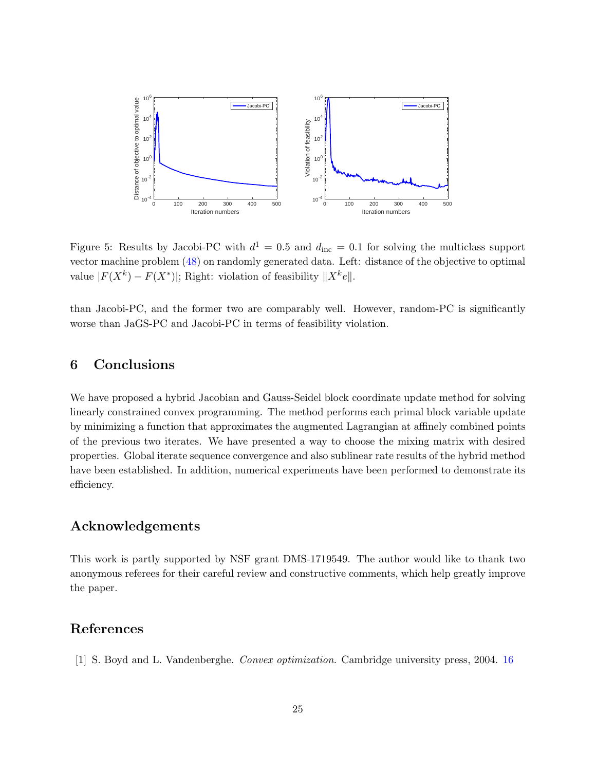Figure 5: Results by Jacobi-PC with $d^1 = 0.5$ and $d_{\text{inc}} = 0.1$ for solving the multiclass support vector machine problem (48) on randomly generated data. Left: distance of the objective to optimal value $|F(X^k) - F(X^*)|$; Right: violation of feasibility $\|X^k e\|$.

than Jacobi-PC, and the former two are comparably well. However, random-PC is significantly worse than JaGS-PC and Jacobi-PC in terms of feasibility violation.

## 6 Conclusions

We have proposed a hybrid Jacobian and Gauss-Seidel block coordinate update method for solving linearly constrained convex programming. The method performs each primal block variable update by minimizing a function that approximates the augmented Lagrangian at affinely combined points of the previous two iterates. We have presented a way to choose the mixing matrix with desired properties. Global iterate sequence convergence and also sublinear rate results of the hybrid method have been established. In addition, numerical experiments have been performed to demonstrate its efficiency.

## Acknowledgements

This work is partly supported by NSF grant DMS-1719549. The author would like to thank two anonymous referees for their careful review and constructive comments, which help greatly improve the paper.

## References

[1] S. Boyd and L. Vandenberghe. *Convex optimization*. Cambridge university press, 2004. 16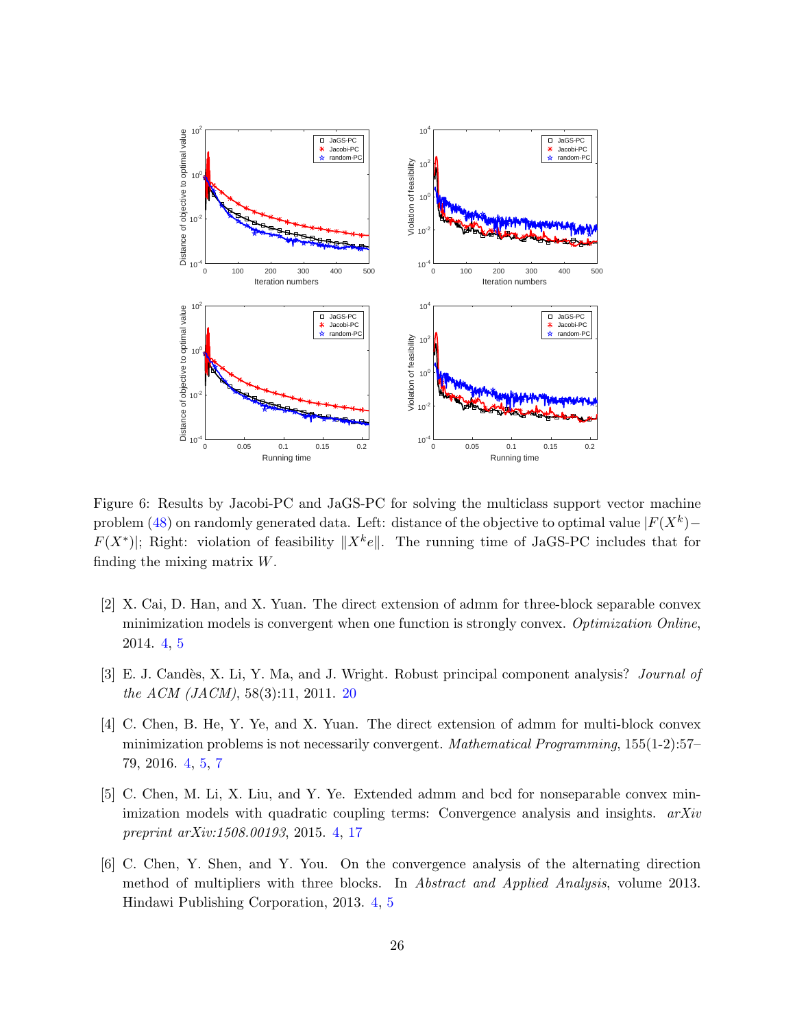Figure 6: Results by Jacobi-PC and JaGS-PC for solving the multiclass support vector machine problem (48) on randomly generated data. Left: distance of the objective to optimal value $|F(X^k) - F(X^*)|$; Right: violation of feasibility $\|X^k e\|$. The running time of JaGS-PC includes that for finding the mixing matrix $W$.

[2] X. Cai, D. Han, and X. Yuan. The direct extension of admm for three-block separable convex minimization models is convergent when one function is strongly convex. *Optimization Online*, 2014. 4, 5

[3] E. J. Candès, X. Li, Y. Ma, and J. Wright. Robust principal component analysis? *Journal of the ACM (JACM)*, 58(3):11, 2011. 20

[4] C. Chen, B. He, Y. Ye, and X. Yuan. The direct extension of admm for multi-block convex minimization problems is not necessarily convergent. *Mathematical Programming*, 155(1-2):57–79, 2016. 4, 5, 7

[5] C. Chen, M. Li, X. Liu, and Y. Ye. Extended admm and bcd for nonseparable convex minimization models with quadratic coupling terms: Convergence analysis and insights. *arXiv preprint arXiv:1508.00193*, 2015. 4, 17

[6] C. Chen, Y. Shen, and Y. You. On the convergence analysis of the alternating direction method of multipliers with three blocks. In *Abstract and Applied Analysis*, volume 2013. Hindawi Publishing Corporation, 2013. 4, 5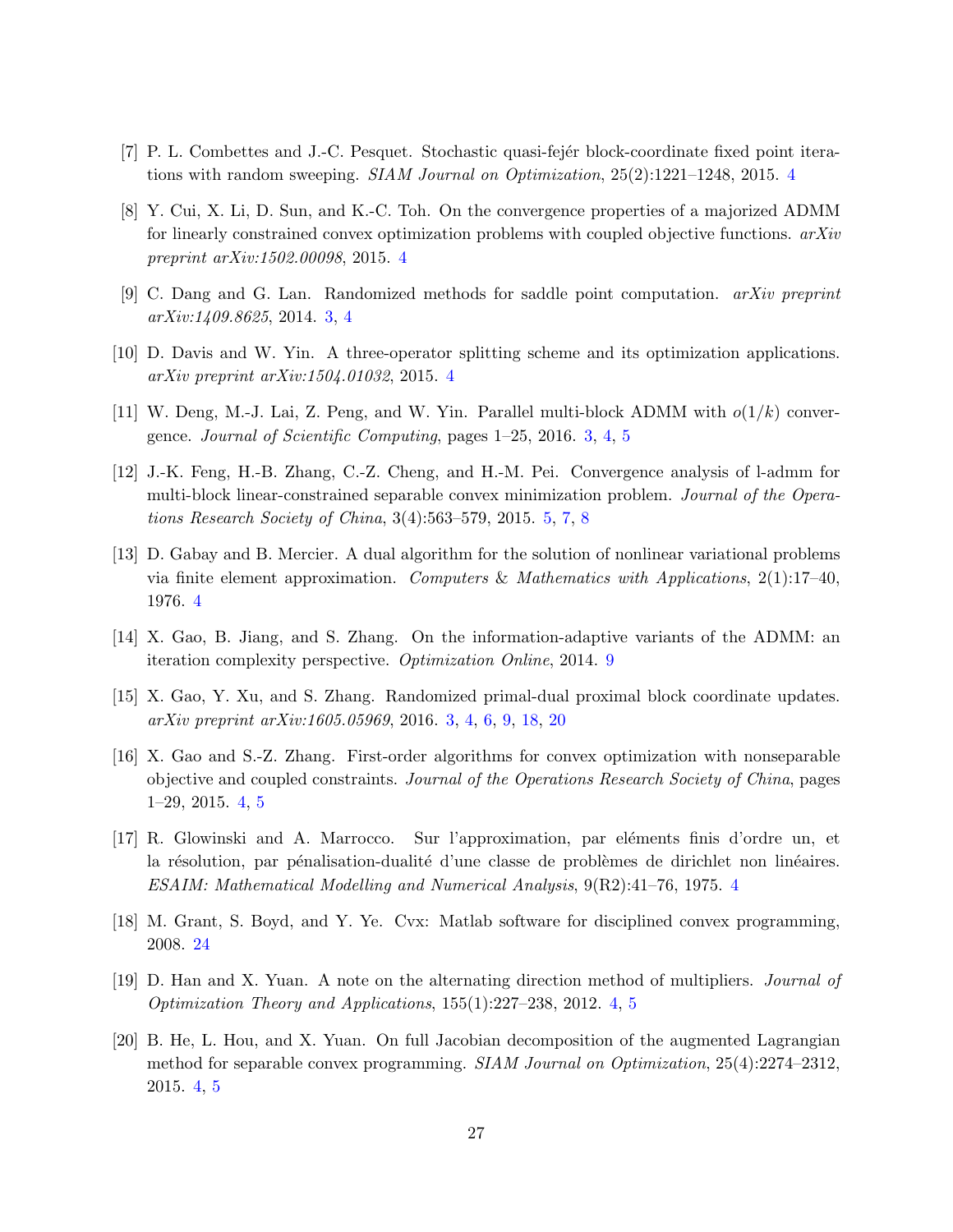[7] P. L. Combettes and J.-C. Pesquet. Stochastic quasi-fejér block-coordinate fixed point iterations with random sweeping. *SIAM Journal on Optimization*, 25(2):1221–1248, 2015. 4

[8] Y. Cui, X. Li, D. Sun, and K.-C. Toh. On the convergence properties of a majorized ADMM for linearly constrained convex optimization problems with coupled objective functions. *arXiv preprint arXiv:1502.00098*, 2015. 4

[9] C. Dang and G. Lan. Randomized methods for saddle point computation. *arXiv preprint arXiv:1409.8625*, 2014. 3, 4

[10] D. Davis and W. Yin. A three-operator splitting scheme and its optimization applications. *arXiv preprint arXiv:1504.01032*, 2015. 4

[11] W. Deng, M.-J. Lai, Z. Peng, and W. Yin. Parallel multi-block ADMM with $o(1/k)$ convergence. *Journal of Scientific Computing*, pages 1–25, 2016. 3, 4, 5

[12] J.-K. Feng, H.-B. Zhang, C.-Z. Cheng, and H.-M. Pei. Convergence analysis of l-admm for multi-block linear-constrained separable convex minimization problem. *Journal of the Operations Research Society of China*, 3(4):563–579, 2015. 5, 7, 8

[13] D. Gabay and B. Mercier. A dual algorithm for the solution of nonlinear variational problems via finite element approximation. *Computers & Mathematics with Applications*, 2(1):17–40, 1976. 4

[14] X. Gao, B. Jiang, and S. Zhang. On the information-adaptive variants of the ADMM: an iteration complexity perspective. *Optimization Online*, 2014. 9

[15] X. Gao, Y. Xu, and S. Zhang. Randomized primal-dual proximal block coordinate updates. *arXiv preprint arXiv:1605.05969*, 2016. 3, 4, 6, 9, 18, 20

[16] X. Gao and S.-Z. Zhang. First-order algorithms for convex optimization with nonseparable objective and coupled constraints. *Journal of the Operations Research Society of China*, pages 1–29, 2015. 4, 5

[17] R. Glowinski and A. Marrocco. Sur l'approximation, par eléments finis d'ordre un, et la résolution, par pénalisation-dualité d'une classe de problèmes de dirichlet non linéaires. *ESAIM: Mathematical Modelling and Numerical Analysis*, 9(R2):41–76, 1975. 4

[18] M. Grant, S. Boyd, and Y. Ye. Cvx: Matlab software for disciplined convex programming, 2008. 24

[19] D. Han and X. Yuan. A note on the alternating direction method of multipliers. *Journal of Optimization Theory and Applications*, 155(1):227–238, 2012. 4, 5

[20] B. He, L. Hou, and X. Yuan. On full Jacobian decomposition of the augmented Lagrangian method for separable convex programming. *SIAM Journal on Optimization*, 25(4):2274–2312, 2015. 4, 5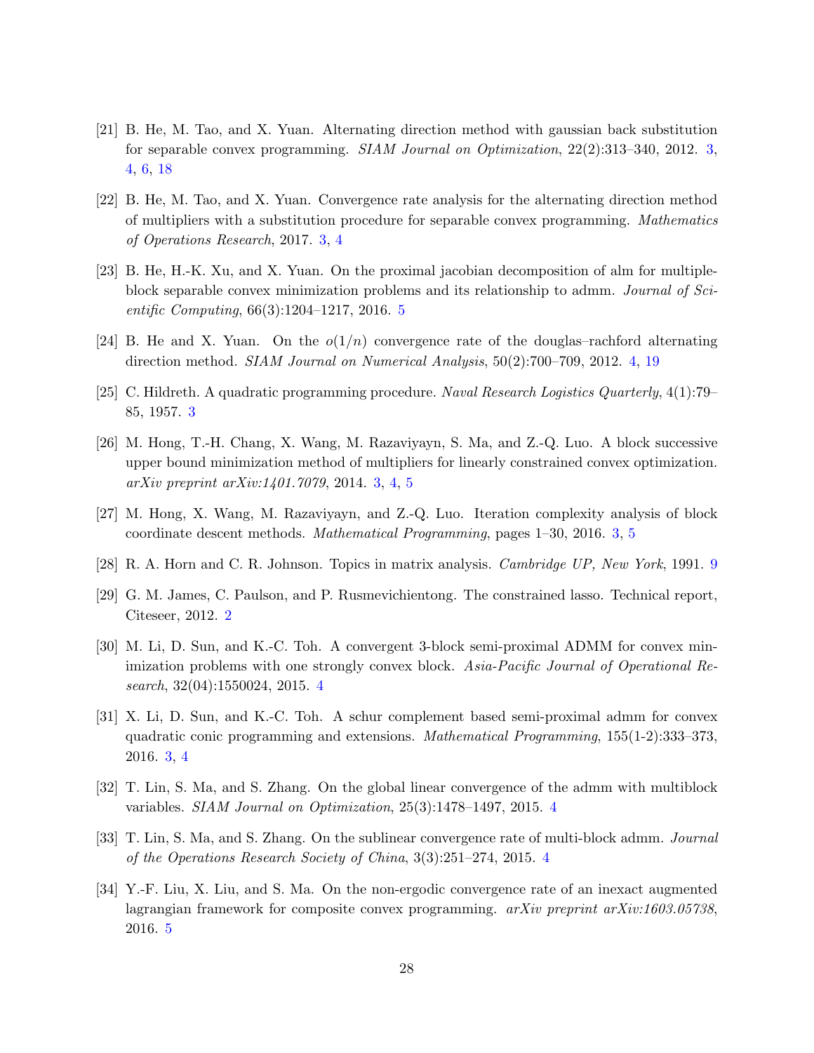[21] B. He, M. Tao, and X. Yuan. Alternating direction method with gaussian back substitution for separable convex programming. *SIAM Journal on Optimization*, 22(2):313–340, 2012. 3, 4, 6, 18

[22] B. He, M. Tao, and X. Yuan. Convergence rate analysis for the alternating direction method of multipliers with a substitution procedure for separable convex programming. *Mathematics of Operations Research*, 2017. 3, 4

[23] B. He, H.-K. Xu, and X. Yuan. On the proximal jacobian decomposition of alm for multiple-block separable convex minimization problems and its relationship to admm. *Journal of Scientific Computing*, 66(3):1204–1217, 2016. 5

[24] B. He and X. Yuan. On the $o(1/n)$ convergence rate of the douglas–rachford alternating direction method. *SIAM Journal on Numerical Analysis*, 50(2):700–709, 2012. 4, 19

[25] C. Hildreth. A quadratic programming procedure. *Naval Research Logistics Quarterly*, 4(1):79–85, 1957. 3

[26] M. Hong, T.-H. Chang, X. Wang, M. Razaviyayn, S. Ma, and Z.-Q. Luo. A block successive upper bound minimization method of multipliers for linearly constrained convex optimization. *arXiv preprint arXiv:1401.7079*, 2014. 3, 4, 5

[27] M. Hong, X. Wang, M. Razaviyayn, and Z.-Q. Luo. Iteration complexity analysis of block coordinate descent methods. *Mathematical Programming*, pages 1–30, 2016. 3, 5

[28] R. A. Horn and C. R. Johnson. Topics in matrix analysis. *Cambridge UP, New York*, 1991. 9

[29] G. M. James, C. Paulson, and P. Rusmevichientong. The constrained lasso. Technical report, Citeseer, 2012. 2

[30] M. Li, D. Sun, and K.-C. Toh. A convergent 3-block semi-proximal ADMM for convex minimization problems with one strongly convex block. *Asia-Pacific Journal of Operational Research*, 32(04):1550024, 2015. 4

[31] X. Li, D. Sun, and K.-C. Toh. A schur complement based semi-proximal admm for convex quadratic conic programming and extensions. *Mathematical Programming*, 155(1-2):333–373, 2016. 3, 4

[32] T. Lin, S. Ma, and S. Zhang. On the global linear convergence of the admm with multiblock variables. *SIAM Journal on Optimization*, 25(3):1478–1497, 2015. 4

[33] T. Lin, S. Ma, and S. Zhang. On the sublinear convergence rate of multi-block admm. *Journal of the Operations Research Society of China*, 3(3):251–274, 2015. 4

[34] Y.-F. Liu, X. Liu, and S. Ma. On the non-ergodic convergence rate of an inexact augmented lagrangian framework for composite convex programming. *arXiv preprint arXiv:1603.05738*, 2016. 5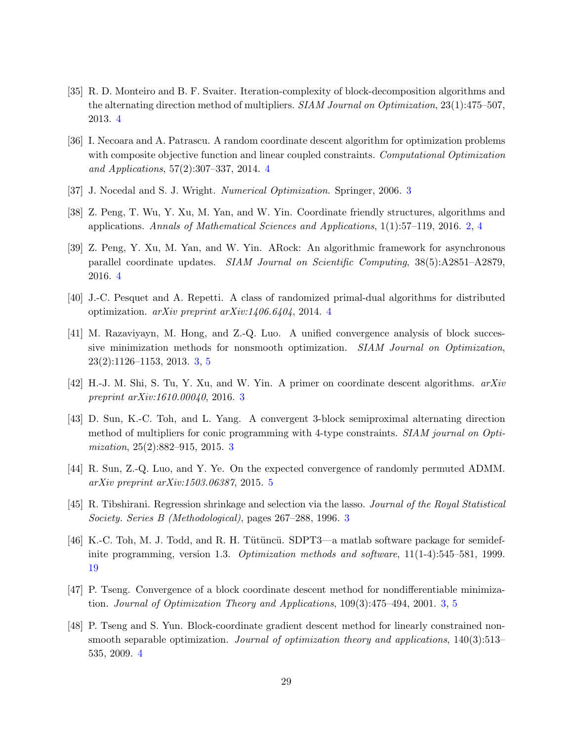[35] R. D. Monteiro and B. F. Svaiter. Iteration-complexity of block-decomposition algorithms and the alternating direction method of multipliers. *SIAM Journal on Optimization*, 23(1):475–507, 2013. 4

[36] I. Necoara and A. Patrascu. A random coordinate descent algorithm for optimization problems with composite objective function and linear coupled constraints. *Computational Optimization and Applications*, 57(2):307–337, 2014. 4

[37] J. Nocedal and S. J. Wright. *Numerical Optimization*. Springer, 2006. 3

[38] Z. Peng, T. Wu, Y. Xu, M. Yan, and W. Yin. Coordinate friendly structures, algorithms and applications. *Annals of Mathematical Sciences and Applications*, 1(1):57–119, 2016. 2, 4

[39] Z. Peng, Y. Xu, M. Yan, and W. Yin. ARock: An algorithmic framework for asynchronous parallel coordinate updates. *SIAM Journal on Scientific Computing*, 38(5):A2851–A2879, 2016. 4

[40] J.-C. Pesquet and A. Repetti. A class of randomized primal-dual algorithms for distributed optimization. *arXiv preprint arXiv:1406.6404*, 2014. 4

[41] M. Razaviyayn, M. Hong, and Z.-Q. Luo. A unified convergence analysis of block successive minimization methods for nonsmooth optimization. *SIAM Journal on Optimization*, 23(2):1126–1153, 2013. 3, 5

[42] H.-J. M. Shi, S. Tu, Y. Xu, and W. Yin. A primer on coordinate descent algorithms. *arXiv preprint arXiv:1610.00040*, 2016. 3

[43] D. Sun, K.-C. Toh, and L. Yang. A convergent 3-block semiproximal alternating direction method of multipliers for conic programming with 4-type constraints. *SIAM journal on Optimization*, 25(2):882–915, 2015. 3

[44] R. Sun, Z.-Q. Luo, and Y. Ye. On the expected convergence of randomly permuted ADMM. *arXiv preprint arXiv:1503.06387*, 2015. 5

[45] R. Tibshirani. Regression shrinkage and selection via the lasso. *Journal of the Royal Statistical Society. Series B (Methodological)*, pages 267–288, 1996. 3

[46] K.-C. Toh, M. J. Todd, and R. H. Tütüncü. SDPT3—a matlab software package for semidefinite programming, version 1.3. *Optimization methods and software*, 11(1-4):545–581, 1999. 19

[47] P. Tseng. Convergence of a block coordinate descent method for nondifferentiable minimization. *Journal of Optimization Theory and Applications*, 109(3):475–494, 2001. 3, 5

[48] P. Tseng and S. Yun. Block-coordinate gradient descent method for linearly constrained nonsmooth separable optimization. *Journal of optimization theory and applications*, 140(3):513–535, 2009. 4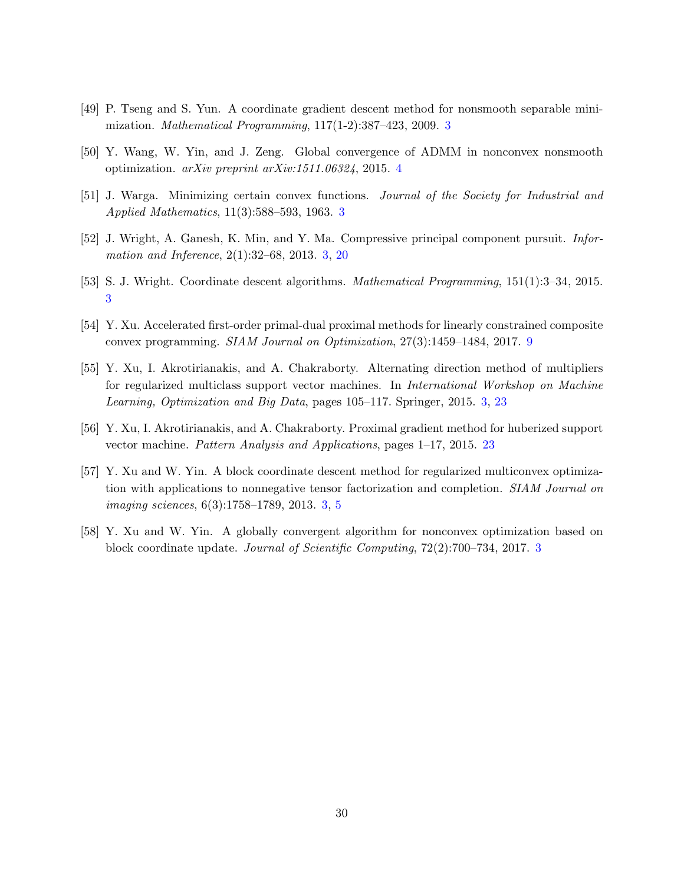[49] P. Tseng and S. Yun. A coordinate gradient descent method for nonsmooth separable minimization. *Mathematical Programming*, 117(1-2):387–423, 2009. 3

[50] Y. Wang, W. Yin, and J. Zeng. Global convergence of ADMM in nonconvex nonsmooth optimization. *arXiv preprint arXiv:1511.06324*, 2015. 4

[51] J. Warga. Minimizing certain convex functions. *Journal of the Society for Industrial and Applied Mathematics*, 11(3):588–593, 1963. 3

[52] J. Wright, A. Ganesh, K. Min, and Y. Ma. Compressive principal component pursuit. *Information and Inference*, 2(1):32–68, 2013. 3, 20

[53] S. J. Wright. Coordinate descent algorithms. *Mathematical Programming*, 151(1):3–34, 2015. 3

[54] Y. Xu. Accelerated first-order primal-dual proximal methods for linearly constrained composite convex programming. *SIAM Journal on Optimization*, 27(3):1459–1484, 2017. 9

[55] Y. Xu, I. Akrotirianakis, and A. Chakraborty. Alternating direction method of multipliers for regularized multiclass support vector machines. In *International Workshop on Machine Learning, Optimization and Big Data*, pages 105–117. Springer, 2015. 3, 23

[56] Y. Xu, I. Akrotirianakis, and A. Chakraborty. Proximal gradient method for huberized support vector machine. *Pattern Analysis and Applications*, pages 1–17, 2015. 23

[57] Y. Xu and W. Yin. A block coordinate descent method for regularized multiconvex optimization with applications to nonnegative tensor factorization and completion. *SIAM Journal on imaging sciences*, 6(3):1758–1789, 2013. 3, 5

[58] Y. Xu and W. Yin. A globally convergent algorithm for nonconvex optimization based on block coordinate update. *Journal of Scientific Computing*, 72(2):700–734, 2017. 3